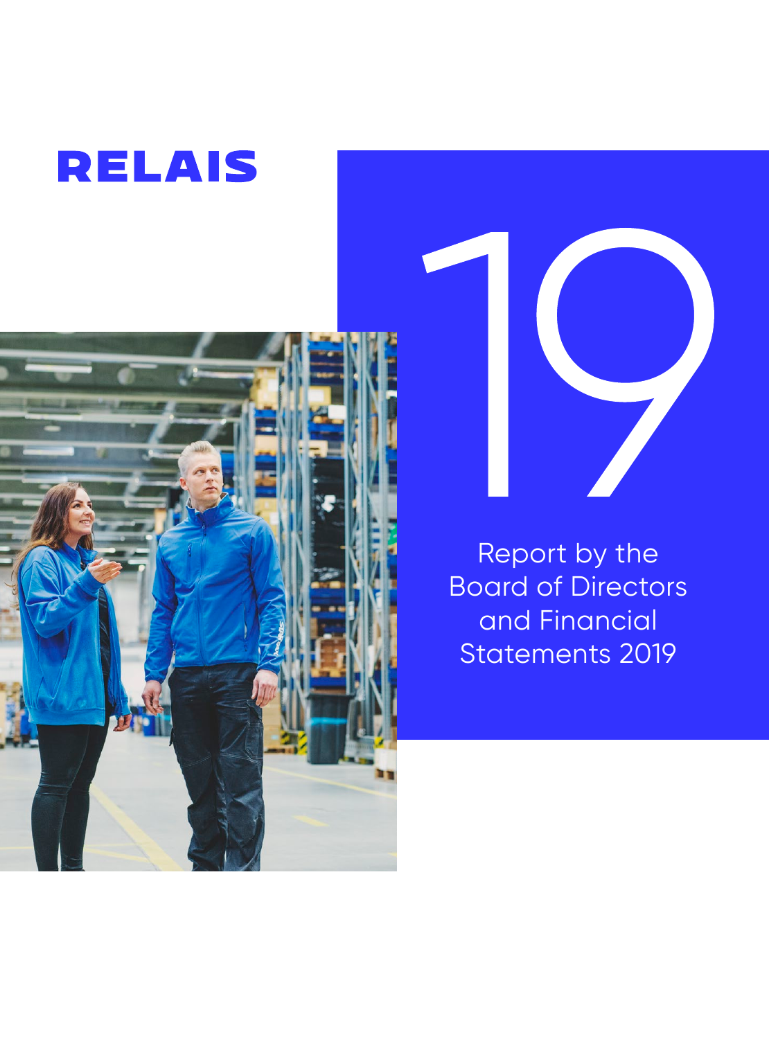# RELAIS

19

Report by the Board of Directors and Financial Statements 2019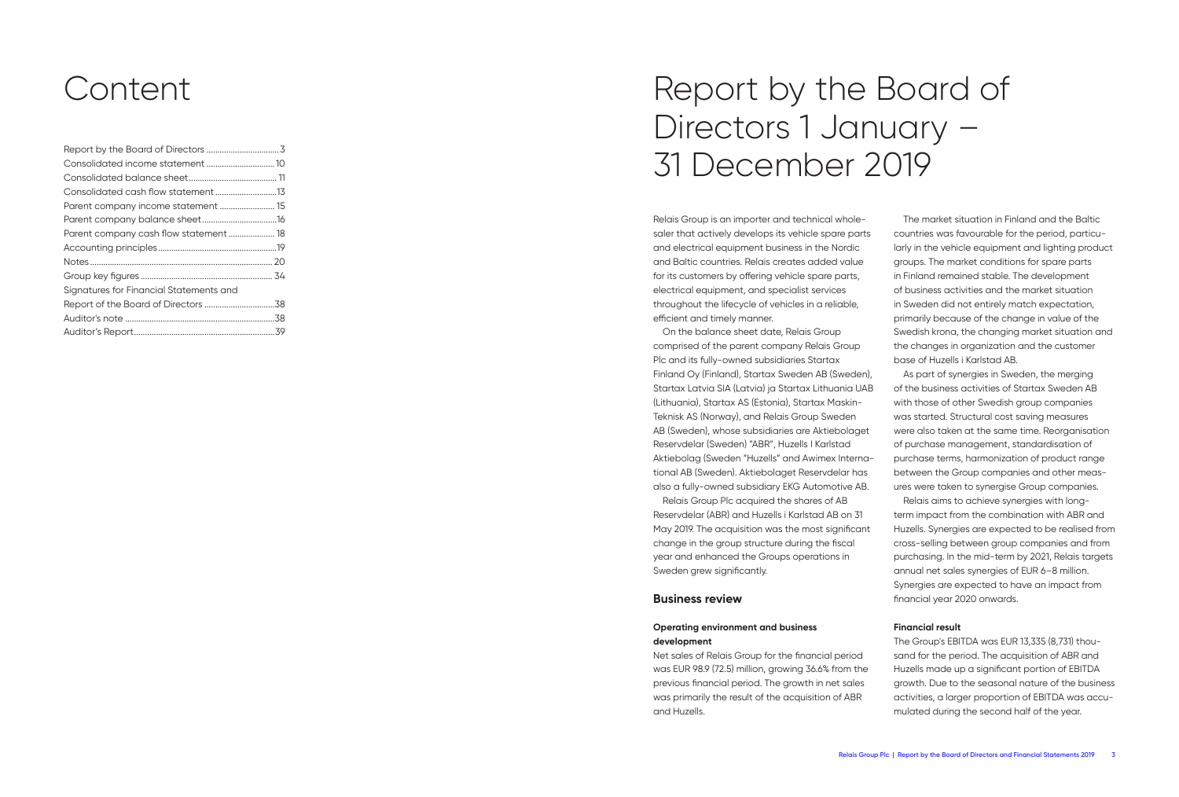# Content

| | |
|---|---|
| Report by the Board of Directors | 3 |
| Consolidated income statement | 10 |
| Consolidated balance sheet | 11 |
| Consolidated cash flow statement | 13 |
| Parent company income statement | 15 |
| Parent company balance sheet | 16 |
| Parent company cash flow statement | 18 |
| Accounting principles | 19 |
| Notes | 20 |
| Group key figures | 34 |
| Signatures for Financial Statements and Report of the Board of Directors | 38 |
| Auditor's note | 38 |
| Auditor's Report | 39 |

# Report by the Board of Directors 1 January – 31 December 2019

Relais Group is an importer and technical wholesaler that actively develops its vehicle spare parts and electrical equipment business in the Nordic and Baltic countries. Relais creates added value for its customers by offering vehicle spare parts, electrical equipment, and specialist services throughout the lifecycle of vehicles in a reliable, efficient and timely manner.

On the balance sheet date, Relais Group comprised of the parent company Relais Group Plc and its fully-owned subsidiaries Startax Finland Oy (Finland), Startax Sweden AB (Sweden), Startax Latvia SIA (Latvia) ja Startax Lithuania UAB (Lithuania), Startax AS (Estonia), Startax Maskin-Teknisk AS (Norway), and Relais Group Sweden AB (Sweden), whose subsidiaries are Aktiebolaget Reservdelar (Sweden) "ABR", Huzells I Karlstad Aktiebolag (Sweden "Huzells" and Awimex International AB (Sweden). Aktiebolaget Reservdelar has also a fully-owned subsidiary EKG Automotive AB.

Relais Group Plc acquired the shares of AB Reservdelar (ABR) and Huzells i Karlstad AB on 31 May 2019. The acquisition was the most significant change in the group structure during the fiscal year and enhanced the Groups operations in Sweden grew significantly.

## Business review

### Operating environment and business development

Net sales of Relais Group for the financial period was EUR 98.9 (72.5) million, growing 36.6% from the previous financial period. The growth in net sales was primarily the result of the acquisition of ABR and Huzells.

The market situation in Finland and the Baltic countries was favourable for the period, particularly in the vehicle equipment and lighting product groups. The market conditions for spare parts in Finland remained stable. The development of business activities and the market situation in Sweden did not entirely match expectation, primarily because of the change in value of the Swedish krona, the changing market situation and the changes in organization and the customer base of Huzells i Karlstad AB.

As part of synergies in Sweden, the merging of the business activities of Startax Sweden AB with those of other Swedish group companies was started. Structural cost saving measures were also taken at the same time. Reorganisation of purchase management, standardisation of purchase terms, harmonization of product range between the Group companies and other measures were taken to synergise Group companies.

Relais aims to achieve synergies with long-term impact from the combination with ABR and Huzells. Synergies are expected to be realised from cross-selling between group companies and from purchasing. In the mid-term by 2021, Relais targets annual net sales synergies of EUR 6–8 million. Synergies are expected to have an impact from financial year 2020 onwards.

### Financial result

The Group's EBITDA was EUR 13,335 (8,731) thousand for the period. The acquisition of ABR and Huzells made up a significant portion of EBITDA growth. Due to the seasonal nature of the business activities, a larger proportion of EBITDA was accumulated during the second half of the year.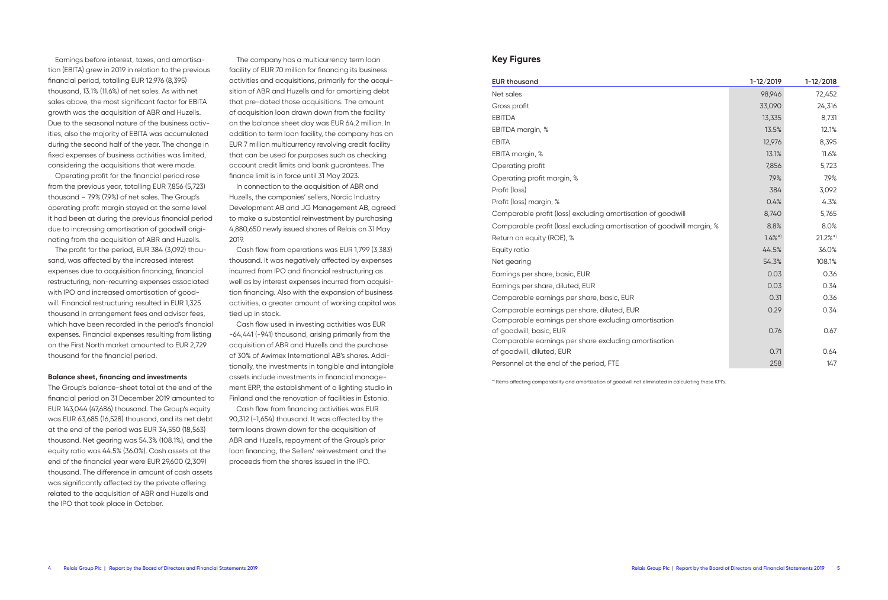Earnings before interest, taxes, and amortisation (EBITA) grew in 2019 in relation to the previous financial period, totalling EUR 12,976 (8,395) thousand, 13.1% (11.6%) of net sales. As with net sales above, the most significant factor for EBITA growth was the acquisition of ABR and Huzells. Due to the seasonal nature of the business activities, also the majority of EBITA was accumulated during the second half of the year. The change in fixed expenses of business activities was limited, considering the acquisitions that were made.

Operating profit for the financial period rose from the previous year, totalling EUR 7,856 (5,723) thousand – 7.9% (7.9%) of net sales. The Group's operating profit margin stayed at the same level it had been at during the previous financial period due to increasing amortisation of goodwill originating from the acquisition of ABR and Huzells.

The profit for the period, EUR 384 (3,092) thousand, was affected by the increased interest expenses due to acquisition financing, financial restructuring, non-recurring expenses associated with IPO and increased amortisation of goodwill. Financial restructuring resulted in EUR 1,325 thousand in arrangement fees and advisor fees, which have been recorded in the period's financial expenses. Financial expenses resulting from listing on the First North market amounted to EUR 2,729 thousand for the financial period.

**Balance sheet, financing and investments**

The Group's balance-sheet total at the end of the financial period on 31 December 2019 amounted to EUR 143,044 (47,686) thousand. The Group's equity was EUR 63,685 (16,528) thousand, and its net debt at the end of the period was EUR 34,550 (18,563) thousand. Net gearing was 54.3% (108.1%), and the equity ratio was 44.5% (36.0%). Cash assets at the end of the financial year were EUR 29,600 (2,309) thousand. The difference in amount of cash assets was significantly affected by the private offering related to the acquisition of ABR and Huzells and the IPO that took place in October.

The company has a multicurrency term loan facility of EUR 70 million for financing its business activities and acquisitions, primarily for the acquisition of ABR and Huzells and for amortizing debt that pre-dated those acquisitions. The amount of acquisition loan drawn down from the facility on the balance sheet day was EUR 64.2 million. In addition to term loan facility, the company has an EUR 7 million multicurrency revolving credit facility that can be used for purposes such as checking account credit limits and bank guarantees. The finance limit is in force until 31 May 2023.

In connection to the acquisition of ABR and Huzells, the companies' sellers, Nordic Industry Development AB and JG Management AB, agreed to make a substantial reinvestment by purchasing 4,880,650 newly issued shares of Relais on 31 May 2019.

Cash flow from operations was EUR 1,799 (3,383) thousand. It was negatively affected by expenses incurred from IPO and financial restructuring as well as by interest expenses incurred from acquisition financing. Also with the expansion of business activities, a greater amount of working capital was tied up in stock.

Cash flow used in investing activities was EUR -64,441 (-941) thousand, arising primarily from the acquisition of ABR and Huzells and the purchase of 30% of Awimex International AB's shares. Additionally, the investments in tangible and intangible assets include investments in financial management ERP, the establishment of a lighting studio in Finland and the renovation of facilities in Estonia.

Cash flow from financing activities was EUR 90,312 (-1,654) thousand. It was affected by the term loans drawn down for the acquisition of ABR and Huzells, repayment of the Group's prior loan financing, the Sellers' reinvestment and the proceeds from the shares issued in the IPO.

## Key Figures

| EUR thousand | 1-12/2019 | 1-12/2018 |
|---|---|---|
| Net sales | 98,946 | 72,452 |
| Gross profit | 33,090 | 24,316 |
| EBITDA | 13,335 | 8,731 |
| EBITDA margin, % | 13.5% | 12.1% |
| EBITA | 12,976 | 8,395 |
| EBITA margin, % | 13.1% | 11.6% |
| Operating profit | 7,856 | 5,723 |
| Operating profit margin, % | 7.9% | 7.9% |
| Profit (loss) | 384 | 3,092 |
| Profit (loss) margin, % | 0.4% | 4.3% |
| Comparable profit (loss) excluding amortisation of goodwill | 8,740 | 5,765 |
| Comparable profit (loss) excluding amortisation of goodwill margin, % | 8.8% | 8.0% |
| Return on equity (ROE), % | 1.4%*) | 21.2%*) |
| Equity ratio | 44.5% | 36.0% |
| Net gearing | 54.3% | 108.1% |
| Earnings per share, basic, EUR | 0.03 | 0.36 |
| Earnings per share, diluted, EUR | 0.03 | 0.34 |
| Comparable earnings per share, basic, EUR | 0.31 | 0.36 |
| Comparable earnings per share, diluted, EUR | 0.29 | 0.34 |
| Comparable earnings per share excluding amortisation of goodwill, basic, EUR | 0.76 | 0.67 |
| Comparable earnings per share excluding amortisation of goodwill, diluted, EUR | 0.71 | 0.64 |
| Personnel at the end of the period, FTE | 258 | 147 |

*) Items affecting comparability and amortization of goodwill not eliminated in calculating these KPI's.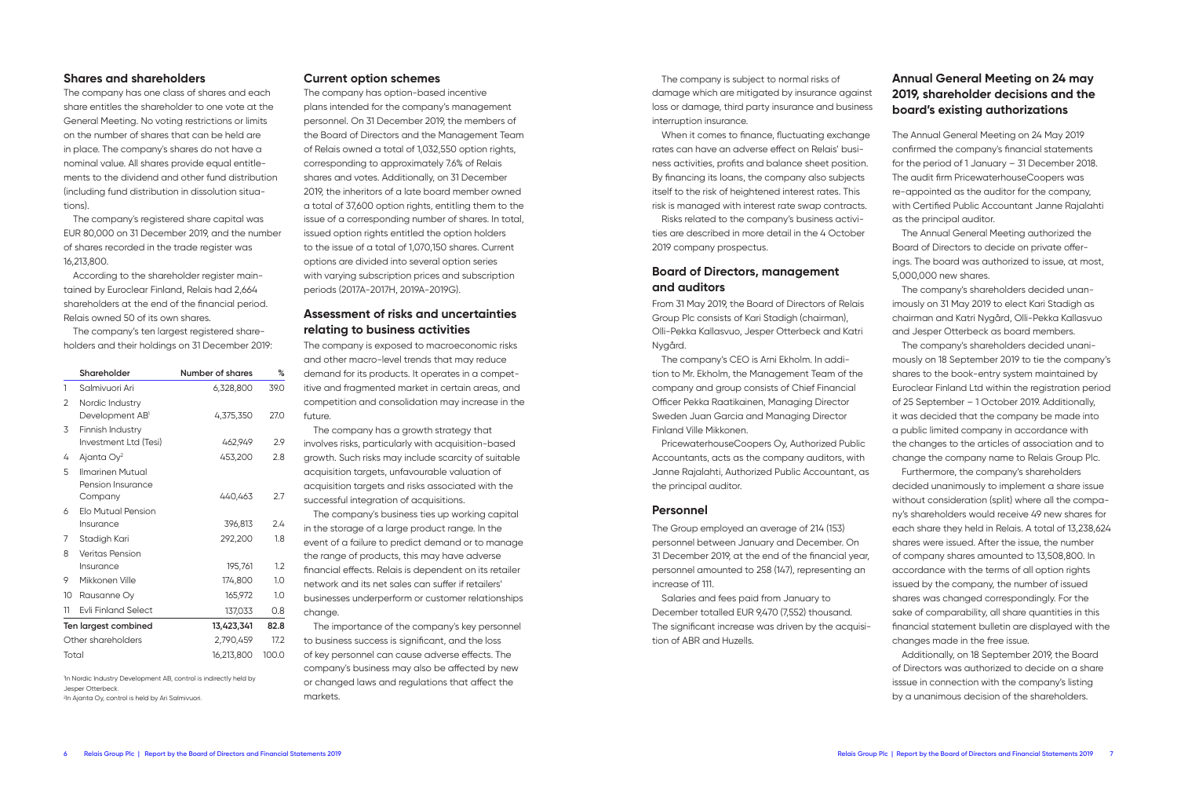## Shares and shareholders

The company has one class of shares and each share entitles the shareholder to one vote at the General Meeting. No voting restrictions or limits on the number of shares that can be held are in place. The company's shares do not have a nominal value. All shares provide equal entitlements to the dividend and other fund distribution (including fund distribution in dissolution situations).

The company's registered share capital was EUR 80,000 on 31 December 2019, and the number of shares recorded in the trade register was 16,213,800.

According to the shareholder register maintained by Euroclear Finland, Relais had 2,664 shareholders at the end of the financial period. Relais owned 50 of its own shares.

The company's ten largest registered shareholders and their holdings on 31 December 2019:

| | Shareholder | Number of shares | % |
|---|---|---|---|
| 1 | Salmivuori Ari | 6,328,800 | 39.0 |
| 2 | Nordic Industry Development AB[1] | 4,375,350 | 27.0 |
| 3 | Finnish Industry Investment Ltd (Tesi) | 462,949 | 2.9 |
| 4 | Ajanta Oy[2] | 453,200 | 2.8 |
| 5 | Ilmarinen Mutual Pension Insurance Company | 440,463 | 2.7 |
| 6 | Elo Mutual Pension Insurance | 396,813 | 2.4 |
| 7 | Stadigh Kari | 292,200 | 1.8 |
| 8 | Veritas Pension Insurance | 195,761 | 1.2 |
| 9 | Mikkonen Ville | 174,800 | 1.0 |
| 10 | Rausanne Oy | 165,972 | 1.0 |
| 11 | Evli Finland Select | 137,033 | 0.8 |
| **Ten largest combined** | | **13,423,341** | **82.8** |
| Other shareholders | | 2,790,459 | 17.2 |
| Total | | 16,213,800 | 100.0 |

[1]In Nordic Industry Development AB, control is indirectly held by Jesper Otterbeck.
[2]In Ajanta Oy, control is held by Ari Salmivuori.

## Current option schemes

The company has option-based incentive plans intended for the company's management personnel. On 31 December 2019, the members of the Board of Directors and the Management Team of Relais owned a total of 1,032,550 option rights, corresponding to approximately 7.6% of Relais shares and votes. Additionally, on 31 December 2019, the inheritors of a late board member owned a total of 37,600 option rights, entitling them to the issue of a corresponding number of shares. In total, issued option rights entitled the option holders to the issue of a total of 1,070,150 shares. Current options are divided into several option series with varying subscription prices and subscription periods (2017A-2017H, 2019A-2019G).

## Assessment of risks and uncertainties relating to business activities

The company is exposed to macroeconomic risks and other macro-level trends that may reduce demand for its products. It operates in a competitive and fragmented market in certain areas, and competition and consolidation may increase in the future.

The company has a growth strategy that involves risks, particularly with acquisition-based growth. Such risks may include scarcity of suitable acquisition targets, unfavourable valuation of acquisition targets and risks associated with the successful integration of acquisitions.

The company's business ties up working capital in the storage of a large product range. In the event of a failure to predict demand or to manage the range of products, this may have adverse financial effects. Relais is dependent on its retailer network and its net sales can suffer if retailers' businesses underperform or customer relationships change.

The importance of the company's key personnel to business success is significant, and the loss of key personnel can cause adverse effects. The company's business may also be affected by new or changed laws and regulations that affect the markets.

The company is subject to normal risks of damage which are mitigated by insurance against loss or damage, third party insurance and business interruption insurance.

When it comes to finance, fluctuating exchange rates can have an adverse effect on Relais' business activities, profits and balance sheet position. By financing its loans, the company also subjects itself to the risk of heightened interest rates. This risk is managed with interest rate swap contracts.

Risks related to the company's business activities are described in more detail in the 4 October 2019 company prospectus.

## Board of Directors, management and auditors

From 31 May 2019, the Board of Directors of Relais Group Plc consists of Kari Stadigh (chairman), Olli-Pekka Kallasvuo, Jesper Otterbeck and Katri Nygård.

The company's CEO is Arni Ekholm. In addition to Mr. Ekholm, the Management Team of the company and group consists of Chief Financial Officer Pekka Raatikainen, Managing Director Sweden Juan Garcia and Managing Director Finland Ville Mikkonen.

PricewaterhouseCoopers Oy, Authorized Public Accountants, acts as the company auditors, with Janne Rajalahti, Authorized Public Accountant, as the principal auditor.

## Personnel

The Group employed an average of 214 (153) personnel between January and December. On 31 December 2019, at the end of the financial year, personnel amounted to 258 (147), representing an increase of 111.

Salaries and fees paid from January to December totalled EUR 9,470 (7,552) thousand. The significant increase was driven by the acquisition of ABR and Huzells.

## Annual General Meeting on 24 may 2019, shareholder decisions and the board's existing authorizations

The Annual General Meeting on 24 May 2019 confirmed the company's financial statements for the period of 1 January – 31 December 2018. The audit firm PricewaterhouseCoopers was re-appointed as the auditor for the company, with Certified Public Accountant Janne Rajalahti as the principal auditor.

The Annual General Meeting authorized the Board of Directors to decide on private offerings. The board was authorized to issue, at most, 5,000,000 new shares.

The company's shareholders decided unanimously on 31 May 2019 to elect Kari Stadigh as chairman and Katri Nygård, Olli-Pekka Kallasvuo and Jesper Otterbeck as board members.

The company's shareholders decided unanimously on 18 September 2019 to tie the company's shares to the book-entry system maintained by Euroclear Finland Ltd within the registration period of 25 September – 1 October 2019. Additionally, it was decided that the company be made into a public limited company in accordance with the changes to the articles of association and to change the company name to Relais Group Plc.

Furthermore, the company's shareholders decided unanimously to implement a share issue without consideration (split) where all the company's shareholders would receive 49 new shares for each share they held in Relais. A total of 13,238,624 shares were issued. After the issue, the number of company shares amounted to 13,508,800. In accordance with the terms of all option rights issued by the company, the number of issued shares was changed correspondingly. For the sake of comparability, all share quantities in this financial statement bulletin are displayed with the changes made in the free issue.

Additionally, on 18 September 2019, the Board of Directors was authorized to decide on a share isssue in connection with the company's listing by a unanimous decision of the shareholders.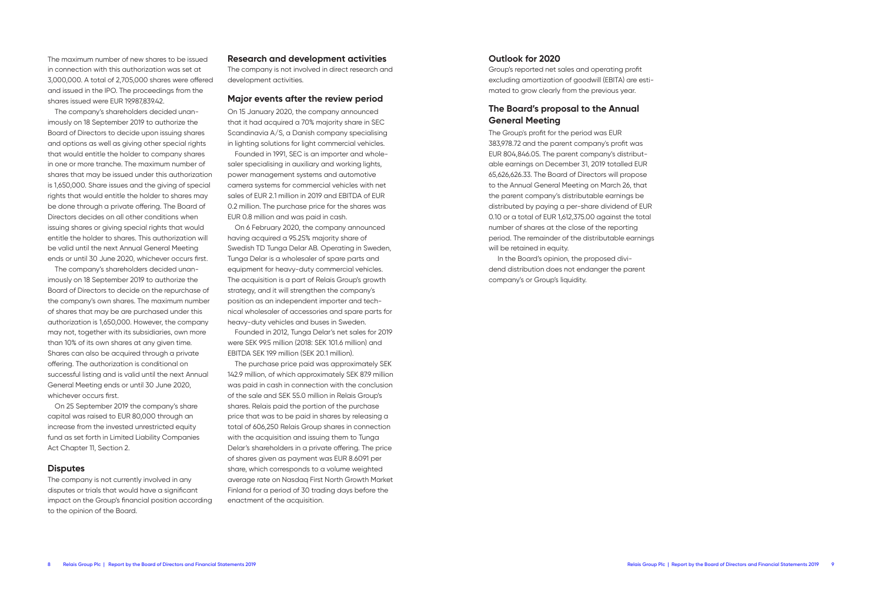The maximum number of new shares to be issued in connection with this authorization was set at 3,000,000. A total of 2,705,000 shares were offered and issued in the IPO. The proceedings from the shares issued were EUR 19,987,839.42.

The company's shareholders decided unanimously on 18 September 2019 to authorize the Board of Directors to decide upon issuing shares and options as well as giving other special rights that would entitle the holder to company shares in one or more tranche. The maximum number of shares that may be issued under this authorization is 1,650,000. Share issues and the giving of special rights that would entitle the holder to shares may be done through a private offering. The Board of Directors decides on all other conditions when issuing shares or giving special rights that would entitle the holder to shares. This authorization will be valid until the next Annual General Meeting ends or until 30 June 2020, whichever occurs first.

The company's shareholders decided unanimously on 18 September 2019 to authorize the Board of Directors to decide on the repurchase of the company's own shares. The maximum number of shares that may be are purchased under this authorization is 1,650,000. However, the company may not, together with its subsidiaries, own more than 10% of its own shares at any given time. Shares can also be acquired through a private offering. The authorization is conditional on successful listing and is valid until the next Annual General Meeting ends or until 30 June 2020, whichever occurs first.

On 25 September 2019 the company's share capital was raised to EUR 80,000 through an increase from the invested unrestricted equity fund as set forth in Limited Liability Companies Act Chapter 11, Section 2.

## Disputes

The company is not currently involved in any disputes or trials that would have a significant impact on the Group's financial position according to the opinion of the Board.

## Research and development activities

The company is not involved in direct research and development activities.

## Major events after the review period

On 15 January 2020, the company announced that it had acquired a 70% majority share in SEC Scandinavia A/S, a Danish company specialising in lighting solutions for light commercial vehicles.

Founded in 1991, SEC is an importer and wholesaler specialising in auxiliary and working lights, power management systems and automotive camera systems for commercial vehicles with net sales of EUR 2.1 million in 2019 and EBITDA of EUR 0.2 million. The purchase price for the shares was EUR 0.8 million and was paid in cash.

On 6 February 2020, the company announced having acquired a 95.25% majority share of Swedish TD Tunga Delar AB. Operating in Sweden, Tunga Delar is a wholesaler of spare parts and equipment for heavy-duty commercial vehicles. The acquisition is a part of Relais Group's growth strategy, and it will strengthen the company's position as an independent importer and technical wholesaler of accessories and spare parts for heavy-duty vehicles and buses in Sweden.

Founded in 2012, Tunga Delar's net sales for 2019 were SEK 99.5 million (2018: SEK 101.6 million) and EBITDA SEK 19.9 million (SEK 20.1 million).

The purchase price paid was approximately SEK 142.9 million, of which approximately SEK 87.9 million was paid in cash in connection with the conclusion of the sale and SEK 55.0 million in Relais Group's shares. Relais paid the portion of the purchase price that was to be paid in shares by releasing a total of 606,250 Relais Group shares in connection with the acquisition and issuing them to Tunga Delar's shareholders in a private offering. The price of shares given as payment was EUR 8.6091 per share, which corresponds to a volume weighted average rate on Nasdaq First North Growth Market Finland for a period of 30 trading days before the enactment of the acquisition.

## Outlook for 2020

Group's reported net sales and operating profit excluding amortization of goodwill (EBITA) are estimated to grow clearly from the previous year.

## The Board's proposal to the Annual General Meeting

The Group's profit for the period was EUR 383,978.72 and the parent company's profit was EUR 804,846.05. The parent company's distributable earnings on December 31, 2019 totalled EUR 65,626,626.33. The Board of Directors will propose to the Annual General Meeting on March 26, that the parent company's distributable earnings be distributed by paying a per-share dividend of EUR 0.10 or a total of EUR 1,612,375.00 against the total number of shares at the close of the reporting period. The remainder of the distributable earnings will be retained in equity.

In the Board's opinion, the proposed dividend distribution does not endanger the parent company's or Group's liquidity.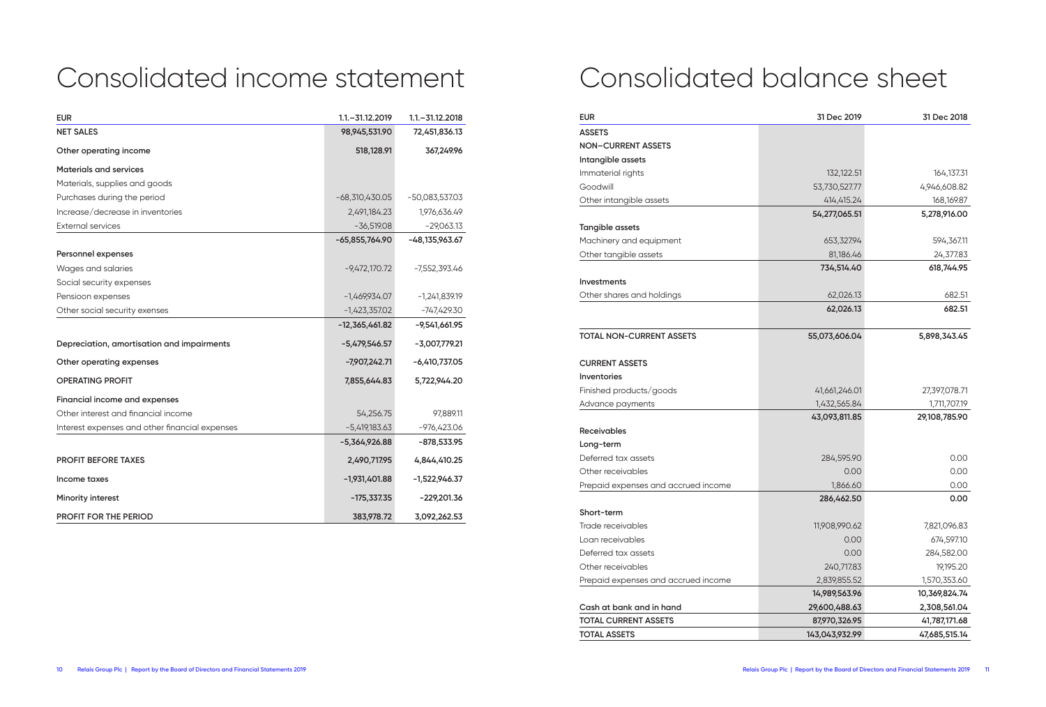# Consolidated income statement

| EUR | 1.1.–31.12.2019 | 1.1.–31.12.2018 |
|---|---|---|
| **NET SALES** | **98,945,531.90** | **72,451,836.13** |
| **Other operating income** | **518,128.91** | **367,249.96** |
| **Materials and services** | | |
| Materials, supplies and goods | | |
| Purchases during the period | -68,310,430.05 | -50,083,537.03 |
| Increase/decrease in inventories | 2,491,184.23 | 1,976,636.49 |
| External services | -36,519.08 | -29,063.13 |
| | **-65,855,764.90** | **-48,135,963.67** |
| **Personnel expenses** | | |
| Wages and salaries | -9,472,170.72 | -7,552,393.46 |
| Social security expenses | | |
| Pensioon expenses | -1,469,934.07 | -1,241,839.19 |
| Other social security exenses | -1,423,357.02 | -747,429.30 |
| | **-12,365,461.82** | **-9,541,661.95** |
| **Depreciation, amortisation and impairments** | **-5,479,546.57** | **-3,007,779.21** |
| **Other operating expenses** | **-7,907,242.71** | **-6,410,737.05** |
| **OPERATING PROFIT** | **7,855,644.83** | **5,722,944.20** |
| **Financial income and expenses** | | |
| Other interest and financial income | 54,256.75 | 97,889.11 |
| Interest expenses and other financial expenses | -5,419,183.63 | -976,423.06 |
| | **-5,364,926.88** | **-878,533.95** |
| **PROFIT BEFORE TAXES** | **2,490,717.95** | **4,844,410.25** |
| **Income taxes** | **-1,931,401.88** | **-1,522,946.37** |
| **Minority interest** | **-175,337.35** | **-229,201.36** |
| **PROFIT FOR THE PERIOD** | **383,978.72** | **3,092,262.53** |

# Consolidated balance sheet

| EUR | 31 Dec 2019 | 31 Dec 2018 |
|---|---|---|
| **ASSETS** | | |
| **NON-CURRENT ASSETS** | | |
| **Intangible assets** | | |
| Immaterial rights | 132,122.51 | 164,137.31 |
| Goodwill | 53,730,527.77 | 4,946,608.82 |
| Other intangible assets | 414,415.24 | 168,169.87 |
| | **54,277,065.51** | **5,278,916.00** |
| **Tangible assets** | | |
| Machinery and equipment | 653,327.94 | 594,367.11 |
| Other tangible assets | 81,186.46 | 24,377.83 |
| | **734,514.40** | **618,744.95** |
| **Investments** | | |
| Other shares and holdings | 62,026.13 | 682.51 |
| | **62,026.13** | **682.51** |
| **TOTAL NON-CURRENT ASSETS** | **55,073,606.04** | **5,898,343.45** |
| **CURRENT ASSETS** | | |
| **Inventories** | | |
| Finished products/goods | 41,661,246.01 | 27,397,078.71 |
| Advance payments | 1,432,565.84 | 1,711,707.19 |
| | **43,093,811.85** | **29,108,785.90** |
| **Receivables** | | |
| **Long-term** | | |
| Deferred tax assets | 284,595.90 | 0.00 |
| Other receivables | 0.00 | 0.00 |
| Prepaid expenses and accrued income | 1,866.60 | 0.00 |
| | **286,462.50** | **0.00** |
| **Short-term** | | |
| Trade receivables | 11,908,990.62 | 7,821,096.83 |
| Loan receivables | 0.00 | 674,597.10 |
| Deferred tax assets | 0.00 | 284,582.00 |
| Other receivables | 240,717.83 | 19,195.20 |
| Prepaid expenses and accrued income | 2,839,855.52 | 1,570,353.60 |
| | **14,989,563.96** | **10,369,824.74** |
| **Cash at bank and in hand** | **29,600,488.63** | **2,308,561.04** |
| **TOTAL CURRENT ASSETS** | **87,970,326.95** | **41,787,171.68** |
| **TOTAL ASSETS** | **143,043,932.99** | **47,685,515.14** |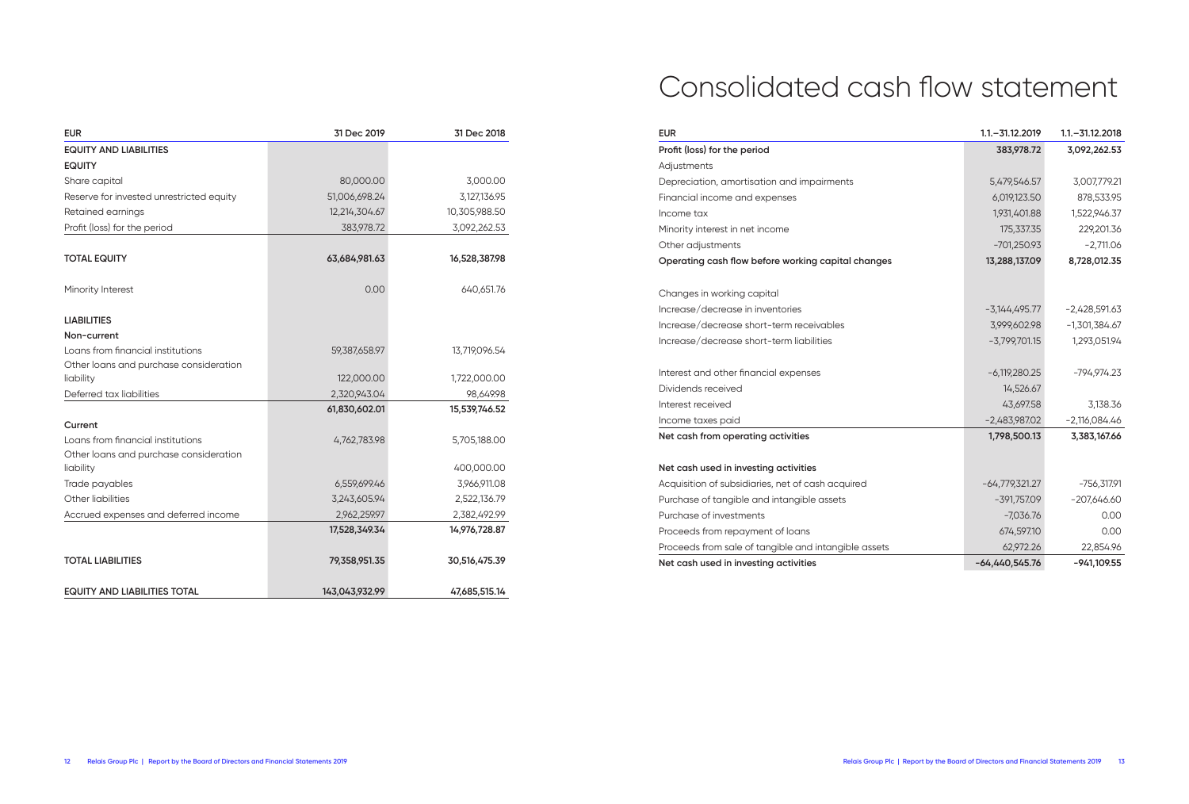| EUR | 31 Dec 2019 | 31 Dec 2018 |
|---|---|---|
| **EQUITY AND LIABILITIES** | | |
| **EQUITY** | | |
| Share capital | 80,000.00 | 3,000.00 |
| Reserve for invested unrestricted equity | 51,006,698.24 | 3,127,136.95 |
| Retained earnings | 12,214,304.67 | 10,305,988.50 |
| Profit (loss) for the period | 383,978.72 | 3,092,262.53 |
| **TOTAL EQUITY** | **63,684,981.63** | **16,528,387.98** |
| Minority Interest | 0.00 | 640,651.76 |
| **LIABILITIES** | | |
| **Non-current** | | |
| Loans from financial institutions | 59,387,658.97 | 13,719,096.54 |
| Other loans and purchase consideration liability | 122,000.00 | 1,722,000.00 |
| Deferred tax liabilities | 2,320,943.04 | 98,649.98 |
| | **61,830,602.01** | **15,539,746.52** |
| **Current** | | |
| Loans from financial institutions | 4,762,783.98 | 5,705,188.00 |
| Other loans and purchase consideration liability | | 400,000.00 |
| Trade payables | 6,559,699.46 | 3,966,911.08 |
| Other liabilities | 3,243,605.94 | 2,522,136.79 |
| Accrued expenses and deferred income | 2,962,259.97 | 2,382,492.99 |
| | **17,528,349.34** | **14,976,728.87** |
| **TOTAL LIABILITIES** | **79,358,951.35** | **30,516,475.39** |
| **EQUITY AND LIABILITIES TOTAL** | **143,043,932.99** | **47,685,515.14** |

# Consolidated cash flow statement

| EUR | 1.1.–31.12.2019 | 1.1.–31.12.2018 |
|---|---|---|
| **Profit (loss) for the period** | **383,978.72** | **3,092,262.53** |
| Adjustments | | |
| Depreciation, amortisation and impairments | 5,479,546.57 | 3,007,779.21 |
| Financial income and expenses | 6,019,123.50 | 878,533.95 |
| Income tax | 1,931,401.88 | 1,522,946.37 |
| Minority interest in net income | 175,337.35 | 229,201.36 |
| Other adjustments | -701,250.93 | -2,711.06 |
| **Operating cash flow before working capital changes** | **13,288,137.09** | **8,728,012.35** |
| Changes in working capital | | |
| Increase/decrease in inventories | -3,144,495.77 | -2,428,591.63 |
| Increase/decrease short-term receivables | 3,999,602.98 | -1,301,384.67 |
| Increase/decrease short-term liabilities | -3,799,701.15 | 1,293,051.94 |
| Interest and other financial expenses | -6,119,280.25 | -794,974.23 |
| Dividends received | 14,526.67 | |
| Interest received | 43,697.58 | 3,138.36 |
| Income taxes paid | -2,483,987.02 | -2,116,084.46 |
| **Net cash from operating activities** | **1,798,500.13** | **3,383,167.66** |
| **Net cash used in investing activities** | | |
| Acquisition of subsidiaries, net of cash acquired | -64,779,321.27 | -756,317.91 |
| Purchase of tangible and intangible assets | -391,757.09 | -207,646.60 |
| Purchase of investments | -7,036.76 | 0.00 |
| Proceeds from repayment of loans | 674,597.10 | 0.00 |
| Proceeds from sale of tangible and intangible assets | 62,972.26 | 22,854.96 |
| **Net cash used in investing activities** | **-64,440,545.76** | **-941,109.55** |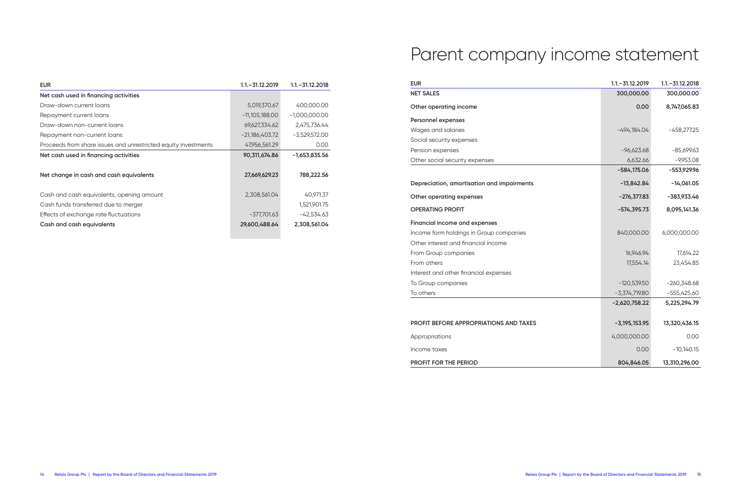| EUR | 1.1.–31.12.2019 | 1.1.–31.12.2018 |
| --- | --- | --- |
| **Net cash used in financing activities** | | |
| Draw-down current loans | 5,019,370.67 | 400,000.00 |
| Repayment current loans | -11,105,188.00 | -1,000,000.00 |
| Draw-down non-current loans | 69,627,334.62 | 2,475,736.44 |
| Repayment non-current loans | -21,186,403.72 | -3,529,572.00 |
| Proceeds from share issues and unrestricted equity investments | 47,956,561.29 | 0.00 |
| **Net cash used in financing activities** | **90,311,674.86** | **-1,653,835.56** |
| | | |
| **Net change in cash and cash equivalents** | **27,669,629.23** | **788,222.56** |
| | | |
| Cash and cash equivalents, opening amount | 2,308,561.04 | 40,971.37 |
| Cash funds transferred due to merger | | 1,521,901.75 |
| Effects of exchange rate fluctuations | -377,701.63 | -42,534.63 |
| **Cash and cash equivalents** | **29,600,488.64** | **2,308,561.04** |

# Parent company income statement

| EUR | 1.1.–31.12.2019 | 1.1.–31.12.2018 |
| --- | --- | --- |
| **NET SALES** | **300,000.00** | **300,000.00** |
| **Other operating income** | **0.00** | **8,747,065.83** |
| **Personnel expenses** | | |
| Wages and salaries | -494,184.04 | -458,277.25 |
| Social security expenses | | |
| Pension expenses | -96,623.68 | -85,699.63 |
| Other social security expenses | 6,632.66 | -9,953.08 |
| | **-584,175.06** | **-553,929.96** |
| **Depreciation, amortisation and impairments** | **-13,842.84** | **-14,061.05** |
| **Other operating expenses** | **-276,377.83** | **-383,933.46** |
| **OPERATING PROFIT** | **-574,395.73** | **8,095,141.36** |
| **Financial income and expenses** | | |
| Income form holdings in Group companies | 840,000.00 | 6,000,000.00 |
| Other interest and financial income | | |
| From Group companies | 16,946.94 | 17,614.22 |
| From others | 17,554.14 | 23,454.85 |
| Interest and other financial expenses | | |
| To Group companies | -120,539.50 | -260,348.68 |
| To others | -3,374,719.80 | -555,425.60 |
| | **-2,620,758.22** | **5,225,294.79** |
| | | |
| **PROFIT BEFORE APPROPRIATIONS AND TAXES** | **-3,195,153.95** | **13,320,436.15** |
| Appropriations | 4,000,000.00 | 0.00 |
| Income taxes | 0.00 | -10,140.15 |
| **PROFIT FOR THE PERIOD** | **804,846.05** | **13,310,296.00** |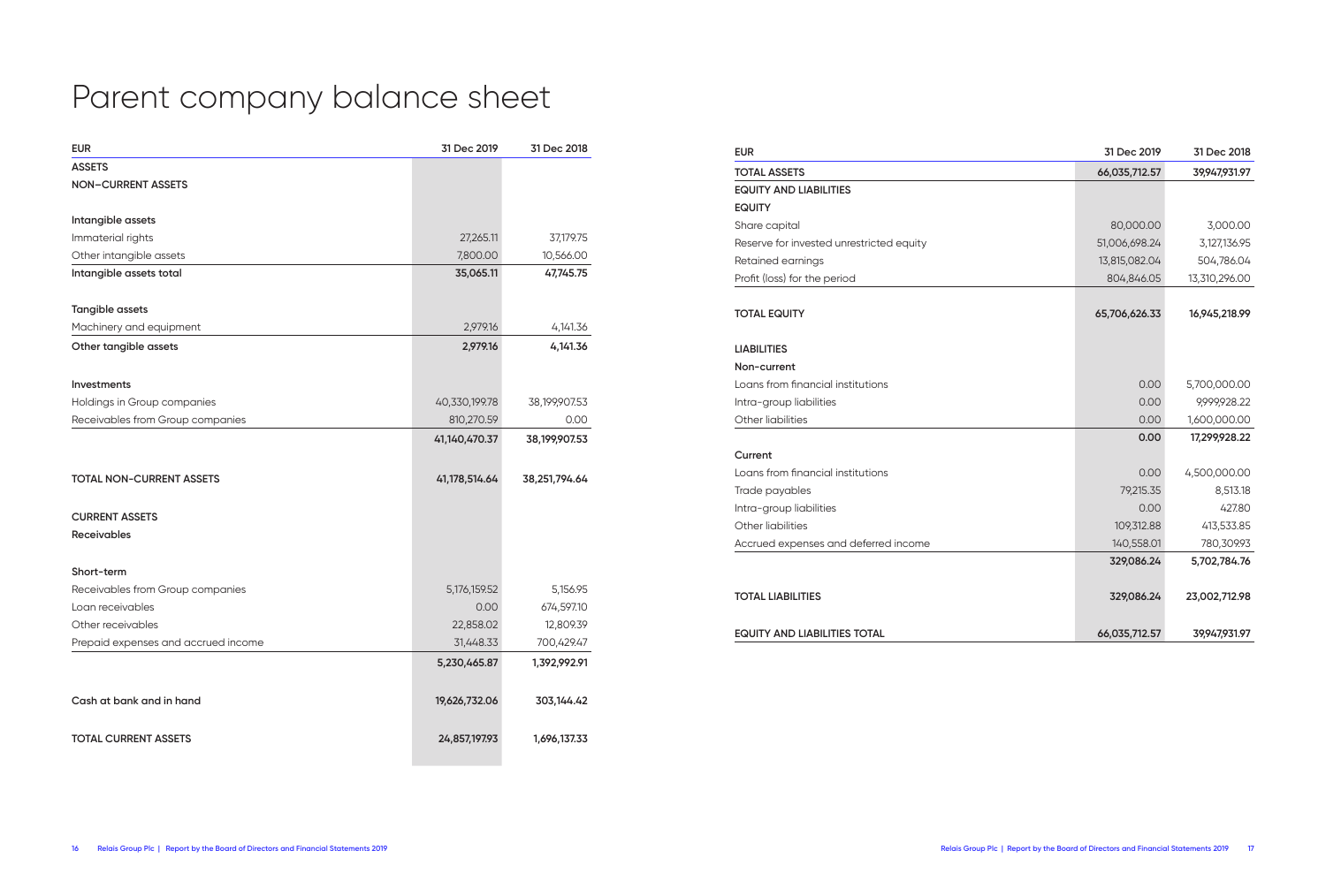# Parent company balance sheet

| EUR | 31 Dec 2019 | 31 Dec 2018 |
|---|---|---|
| **ASSETS** | | |
| **NON-CURRENT ASSETS** | | |
| | | |
| **Intangible assets** | | |
| Immaterial rights | 27,265.11 | 37,179.75 |
| Other intangible assets | 7,800.00 | 10,566.00 |
| **Intangible assets total** | **35,065.11** | **47,745.75** |
| | | |
| **Tangible assets** | | |
| Machinery and equipment | 2,979.16 | 4,141.36 |
| **Other tangible assets** | **2,979.16** | **4,141.36** |
| | | |
| **Investments** | | |
| Holdings in Group companies | 40,330,199.78 | 38,199,907.53 |
| Receivables from Group companies | 810,270.59 | 0.00 |
| | **41,140,470.37** | **38,199,907.53** |
| | | |
| **TOTAL NON-CURRENT ASSETS** | **41,178,514.64** | **38,251,794.64** |
| | | |
| **CURRENT ASSETS** | | |
| **Receivables** | | |
| | | |
| **Short-term** | | |
| Receivables from Group companies | 5,176,159.52 | 5,156.95 |
| Loan receivables | 0.00 | 674,597.10 |
| Other receivables | 22,858.02 | 12,809.39 |
| Prepaid expenses and accrued income | 31,448.33 | 700,429.47 |
| | **5,230,465.87** | **1,392,992.91** |
| | | |
| **Cash at bank and in hand** | **19,626,732.06** | **303,144.42** |
| | | |
| **TOTAL CURRENT ASSETS** | **24,857,197.93** | **1,696,137.33** |

| EUR | 31 Dec 2019 | 31 Dec 2018 |
|---|---|---|
| **TOTAL ASSETS** | **66,035,712.57** | **39,947,931.97** |
| **EQUITY AND LIABILITIES** | | |
| **EQUITY** | | |
| Share capital | 80,000.00 | 3,000.00 |
| Reserve for invested unrestricted equity | 51,006,698.24 | 3,127,136.95 |
| Retained earnings | 13,815,082.04 | 504,786.04 |
| Profit (loss) for the period | 804,846.05 | 13,310,296.00 |
| | | |
| **TOTAL EQUITY** | **65,706,626.33** | **16,945,218.99** |
| | | |
| **LIABILITIES** | | |
| **Non-current** | | |
| Loans from financial institutions | 0.00 | 5,700,000.00 |
| Intra-group liabilities | 0.00 | 9,999,928.22 |
| Other liabilities | 0.00 | 1,600,000.00 |
| | **0.00** | **17,299,928.22** |
| **Current** | | |
| Loans from financial institutions | 0.00 | 4,500,000.00 |
| Trade payables | 79,215.35 | 8,513.18 |
| Intra-group liabilities | 0.00 | 427.80 |
| Other liabilities | 109,312.88 | 413,533.85 |
| Accrued expenses and deferred income | 140,558.01 | 780,309.93 |
| | **329,086.24** | **5,702,784.76** |
| | | |
| **TOTAL LIABILITIES** | **329,086.24** | **23,002,712.98** |
| | | |
| **EQUITY AND LIABILITIES TOTAL** | **66,035,712.57** | **39,947,931.97** |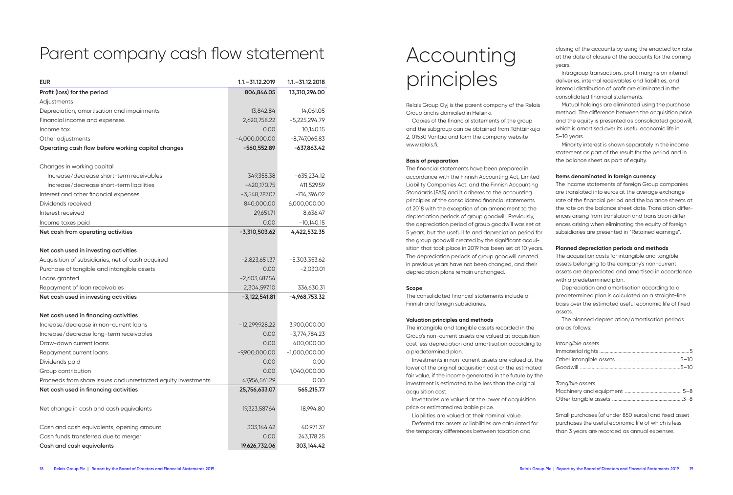# Parent company cash flow statement

| EUR | 1.1.–31.12.2019 | 1.1.–31.12.2018 |
|---|---|---|
| **Profit (loss) for the period** | **804,846.05** | **13,310,296.00** |
| Adjustments | | |
| Depreciation, amortisation and impairments | 13,842.84 | 14,061.05 |
| Financial income and expenses | 2,620,758.22 | -5,225,294.79 |
| Income tax | 0.00 | 10,140.15 |
| Other adjustments | -4,000,000.00 | -8,747,065.83 |
| **Operating cash flow before working capital changes** | **-560,552.89** | **-637,863.42** |
| | | |
| Changes in working capital | | |
| Increase/decrease short-term receivables | 349,355.38 | -635,234.12 |
| Increase/decrease short-term liabilities | -420,170.75 | 411,529.59 |
| Interest and other financial expenses | -3,548,787.07 | -714,396.02 |
| Dividends received | 840,000.00 | 6,000,000.00 |
| Interest received | 29,651.71 | 8,636.47 |
| Income taxes paid | 0,00 | -10,140.15 |
| **Net cash from operating activities** | **-3,310,503.62** | **4,422,532.35** |
| | | |
| **Net cash used in investing activities** | | |
| Acquisition of subsidiaries, net of cash acquired | -2,823,651.37 | -5,303,353.62 |
| Purchase of tangible and intangible assets | 0.00 | -2,030.01 |
| Loans granted | -2,603,487.54 | |
| Repayment of loan receivables | 2,304,597.10 | 336,630.31 |
| **Net cash used in investing activities** | **-3,122,541.81** | **-4,968,753.32** |
| | | |
| **Net cash used in financing activities** | | |
| Increase/decrease in non-current loans | -12,299,928.22 | 3,900,000.00 |
| Increase/decrease long-term receivables | 0.00 | -3,774,784.23 |
| Draw-down current loans | 0.00 | 400,000.00 |
| Repayment current loans | -9,900,000.00 | -1,000,000.00 |
| Dividends paid | 0.00 | 0.00 |
| Group contribution | 0.00 | 1,040,000.00 |
| Proceeds from share issues and unrestricted equity investments | 47,956,561.29 | 0.00 |
| **Net cash used in financing activities** | **25,756,633.07** | **565,215.77** |
| | | |
| Net change in cash and cash equivalents | 19,323,587.64 | 18,994.80 |
| | | |
| Cash and cash equivalents, opening amount | 303,144.42 | 40,971.37 |
| Cash funds transferred due to merger | 0.00 | 243,178.25 |
| **Cash and cash equivalents** | **19,626,732.06** | **303,144.42** |

# Accounting principles

Relais Group Oyj is the parent company of the Relais Group and is domiciled in Helsinki.

Copies of the financial statements of the group and the subgroup can be obtained from Tähtäinkuja 2, 01530 Vantaa and form the company website www.relais.fi.

**Basis of preparation**

The financial statements have been prepared in accordance with the Finnish Accounting Act, Limited Liability Companies Act, and the Finnish Accounting Standards (FAS) and it adheres to the accounting principles of the consolidated financial statements of 2018 with the exception of an amendment to the depreciation periods of group goodwill. Previously, the depreciation period of group goodwill was set at 5 years, but the useful life and depreciation period for the group goodwill created by the significant acquisition that took place in 2019 has been set at 10 years. The depreciation periods of group goodwill created in previous years have not been changed, and their depreciation plans remain unchanged.

**Scope**

The consolidated financial statements include all Finnish and foreign subsidiaries.

**Valuation principles and methods**

The intangible and tangible assets recorded in the Group's non-current assets are valued at acquisition cost less depreciation and amortisation according to a predetermined plan.

Investments in non-current assets are valued at the lower of the original acquisition cost or the estimated fair value, if the income generated in the future by the investment is estimated to be less than the original acquisition cost.

Inventories are valued at the lower of acquisition price or estimated realizable price.

Liabilities are valued at their nominal value.

Deferred tax assets or liabilities are calculated for the temporary differences between taxation and closing of the accounts by using the enacted tax rate at the date of closure of the accounts for the coming years.

Intragroup transactions, profit margins on internal deliveries, internal receivables and liabilities, and internal distribution of profit are eliminated in the consolidated financial statements.

Mutual holdings are eliminated using the purchase method. The difference between the acquisition price and the equity is presented as consolidated goodwill, which is amortised over its useful economic life in 5–10 years.

Minority interest is shown separately in the income statement as part of the result for the period and in the balance sheet as part of equity.

**Items denominated in foreign currency**

The income statements of foreign Group companies are translated into euros at the average exchange rate of the financial period and the balance sheets at the rate on the balance sheet date. Translation differences arising from translation and translation differences arising when eliminating the equity of foreign subsidiaries are presented in "Retained earnings".

**Planned depreciation periods and methods**

The acquisition costs for intangible and tangible assets belonging to the company's non-current assets are depreciated and amortised in accordance with a predetermined plan.

Depreciation and amortisation according to a predetermined plan is calculated on a straight-line basis over the estimated useful economic life of fixed assets.

The planned depreciation/amortisation periods are as follows:

*Intangible assets*

Immaterial rights ........ 5
Other intangible assets ........ 5–10
Goodwill ........ 5–10

*Tangible assets*

Machinery and equipment ........ 5–8
Other tangible assets ........ 3–8

Small purchases (of under 850 euros) and fixed asset purchases the useful economic life of which is less than 3 years are recorded as annual expenses.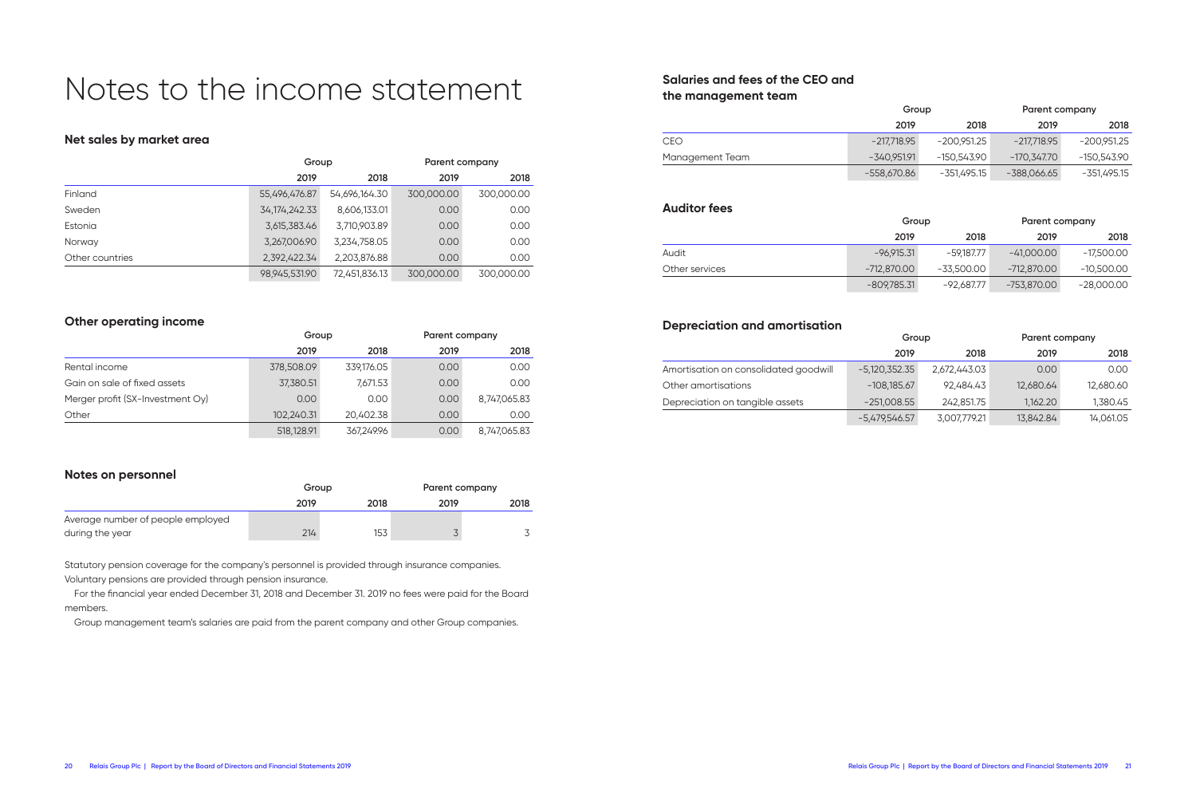# Notes to the income statement

### Net sales by market area

| | Group | | Parent company | |
|---|---|---|---|---|
| | 2019 | 2018 | 2019 | 2018 |
| Finland | 55,496,476.87 | 54,696,164.30 | 300,000.00 | 300,000.00 |
| Sweden | 34,174,242.33 | 8,606,133.01 | 0.00 | 0.00 |
| Estonia | 3,615,383.46 | 3,710,903.89 | 0.00 | 0.00 |
| Norway | 3,267,006.90 | 3,234,758.05 | 0.00 | 0.00 |
| Other countries | 2,392,422.34 | 2,203,876.88 | 0.00 | 0.00 |
| | 98,945,531.90 | 72,451,836.13 | 300,000.00 | 300,000.00 |

### Other operating income

| | Group | | Parent company | |
|---|---|---|---|---|
| | 2019 | 2018 | 2019 | 2018 |
| Rental income | 378,508.09 | 339,176.05 | 0.00 | 0.00 |
| Gain on sale of fixed assets | 37,380.51 | 7,671.53 | 0.00 | 0.00 |
| Merger profit (SX-Investment Oy) | 0.00 | 0.00 | 0.00 | 8,747,065.83 |
| Other | 102,240.31 | 20,402.38 | 0.00 | 0.00 |
| | 518,128.91 | 367,249.96 | 0.00 | 8,747,065.83 |

### Notes on personnel

| | Group | | Parent company | |
|---|---|---|---|---|
| | 2019 | 2018 | 2019 | 2018 |
| Average number of people employed during the year | 214 | 153 | 3 | 3 |

Statutory pension coverage for the company's personnel is provided through insurance companies. Voluntary pensions are provided through pension insurance.

For the financial year ended December 31, 2018 and December 31. 2019 no fees were paid for the Board members.

Group management team's salaries are paid from the parent company and other Group companies.

### Salaries and fees of the CEO and the management team

| | Group | | Parent company | |
|---|---|---|---|---|
| | 2019 | 2018 | 2019 | 2018 |
| CEO | -217,718.95 | -200,951.25 | -217,718.95 | -200,951.25 |
| Management Team | -340,951.91 | -150,543.90 | -170,347.70 | -150,543.90 |
| | -558,670.86 | -351,495.15 | -388,066.65 | -351,495.15 |

### Auditor fees

| | Group | | Parent company | |
|---|---|---|---|---|
| | 2019 | 2018 | 2019 | 2018 |
| Audit | -96,915.31 | -59,187.77 | -41,000.00 | -17,500.00 |
| Other services | -712,870.00 | -33,500.00 | -712,870.00 | -10,500.00 |
| | -809,785.31 | -92,687.77 | -753,870.00 | -28,000.00 |

### Depreciation and amortisation

| | Group | | Parent company | |
|---|---|---|---|---|
| | 2019 | 2018 | 2019 | 2018 |
| Amortisation on consolidated goodwill | -5,120,352.35 | 2,672,443.03 | 0.00 | 0.00 |
| Other amortisations | -108,185.67 | 92,484.43 | 12,680.64 | 12,680.60 |
| Depreciation on tangible assets | -251,008.55 | 242,851.75 | 1,162.20 | 1,380.45 |
| | -5,479,546.57 | 3,007,779.21 | 13,842.84 | 14,061.05 |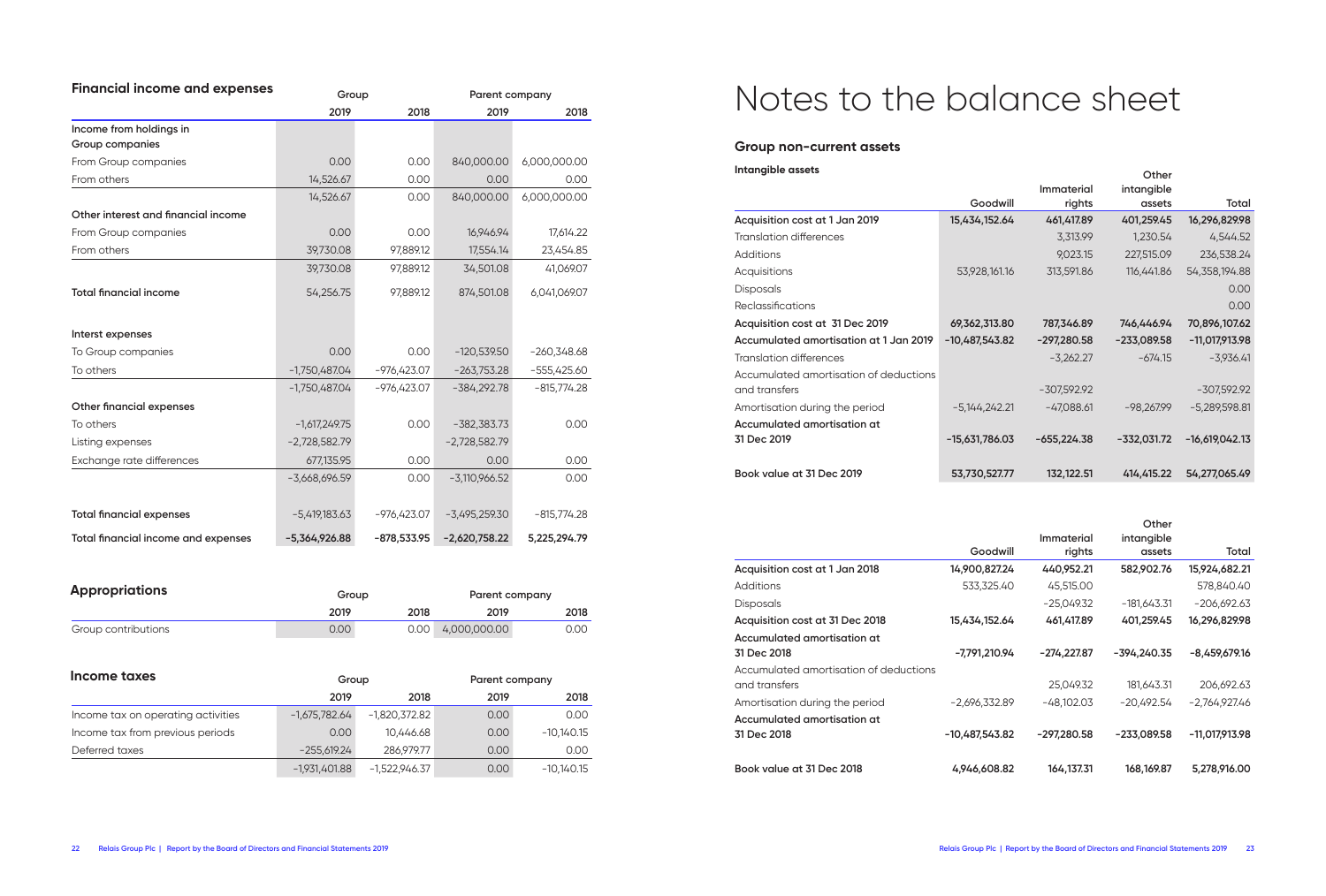## Financial income and expenses

| | Group | | Parent company | |
|---|---|---|---|---|
| | 2019 | 2018 | 2019 | 2018 |
| **Income from holdings in Group companies** | | | | |
| From Group companies | 0.00 | 0.00 | 840,000.00 | 6,000,000.00 |
| From others | 14,526.67 | 0.00 | 0.00 | 0.00 |
| | 14,526.67 | 0.00 | 840,000.00 | 6,000,000.00 |
| **Other interest and financial income** | | | | |
| From Group companies | 0.00 | 0.00 | 16,946.94 | 17,614.22 |
| From others | 39,730.08 | 97,889.12 | 17,554.14 | 23,454.85 |
| | 39,730.08 | 97,889.12 | 34,501.08 | 41,069.07 |
| **Total financial income** | 54,256.75 | 97,889.12 | 874,501.08 | 6,041,069.07 |
| **Interst expenses** | | | | |
| To Group companies | 0.00 | 0.00 | -120,539.50 | -260,348.68 |
| To others | -1,750,487.04 | -976,423.07 | -263,753.28 | -555,425.60 |
| | -1,750,487.04 | -976,423.07 | -384,292.78 | -815,774.28 |
| **Other financial expenses** | | | | |
| To others | -1,617,249.75 | 0.00 | -382,383.73 | 0.00 |
| Listing expenses | -2,728,582.79 | | -2,728,582.79 | |
| Exchange rate differences | 677,135.95 | 0.00 | 0.00 | 0.00 |
| | -3,668,696.59 | 0.00 | -3,110,966.52 | 0.00 |
| **Total financial expenses** | -5,419,183.63 | -976,423.07 | -3,495,259.30 | -815,774.28 |
| **Total financial income and expenses** | **-5,364,926.88** | **-878,533.95** | **-2,620,758.22** | **5,225,294.79** |

## Appropriations

| | Group | | Parent company | |
|---|---|---|---|---|
| | 2019 | 2018 | 2019 | 2018 |
| Group contributions | 0.00 | 0.00 | 4,000,000.00 | 0.00 |

## Income taxes

| | Group | | Parent company | |
|---|---|---|---|---|
| | 2019 | 2018 | 2019 | 2018 |
| Income tax on operating activities | -1,675,782.64 | -1,820,372.82 | 0.00 | 0.00 |
| Income tax from previous periods | 0.00 | 10,446.68 | 0.00 | -10,140.15 |
| Deferred taxes | -255,619.24 | 286,979.77 | 0.00 | 0.00 |
| | -1,931,401.88 | -1,522,946.37 | 0.00 | -10,140.15 |

# Notes to the balance sheet

## Group non-current assets

### Intangible assets

| | Goodwill | Immaterial rights | Other intangible assets | Total |
|---|---|---|---|---|
| **Acquisition cost at 1 Jan 2019** | **15,434,152.64** | **461,417.89** | **401,259.45** | **16,296,829.98** |
| Translation differences | | 3,313.99 | 1,230.54 | 4,544.52 |
| Additions | | 9,023.15 | 227,515.09 | 236,538.24 |
| Acquisitions | 53,928,161.16 | 313,591.86 | 116,441.86 | 54,358,194.88 |
| Disposals | | | | 0.00 |
| Reclassifications | | | | 0.00 |
| **Acquisition cost at 31 Dec 2019** | **69,362,313.80** | **787,346.89** | **746,446.94** | **70,896,107.62** |
| **Accumulated amortisation at 1 Jan 2019** | **-10,487,543.82** | **-297,280.58** | **-233,089.58** | **-11,017,913.98** |
| Translation differences | | -3,262.27 | -674.15 | -3,936.41 |
| Accumulated amortisation of deductions and transfers | | -307,592.92 | | -307,592.92 |
| Amortisation during the period | -5,144,242.21 | -47,088.61 | -98,267.99 | -5,289,598.81 |
| **Accumulated amortisation at 31 Dec 2019** | **-15,631,786.03** | **-655,224.38** | **-332,031.72** | **-16,619,042.13** |
| **Book value at 31 Dec 2019** | **53,730,527.77** | **132,122.51** | **414,415.22** | **54,277,065.49** |

| | Goodwill | Immaterial rights | Other intangible assets | Total |
|---|---|---|---|---|
| **Acquisition cost at 1 Jan 2018** | **14,900,827.24** | **440,952.21** | **582,902.76** | **15,924,682.21** |
| Additions | 533,325.40 | 45,515.00 | | 578,840.40 |
| Disposals | | -25,049.32 | -181,643.31 | -206,692.63 |
| **Acquisition cost at 31 Dec 2018** | **15,434,152.64** | **461,417.89** | **401,259.45** | **16,296,829.98** |
| **Accumulated amortisation at 31 Dec 2018** | **-7,791,210.94** | **-274,227.87** | **-394,240.35** | **-8,459,679.16** |
| Accumulated amortisation of deductions and transfers | | 25,049.32 | 181,643.31 | 206,692.63 |
| Amortisation during the period | -2,696,332.89 | -48,102.03 | -20,492.54 | -2,764,927.46 |
| **Accumulated amortisation at 31 Dec 2018** | **-10,487,543.82** | **-297,280.58** | **-233,089.58** | **-11,017,913.98** |
| **Book value at 31 Dec 2018** | **4,946,608.82** | **164,137.31** | **168,169.87** | **5,278,916.00** |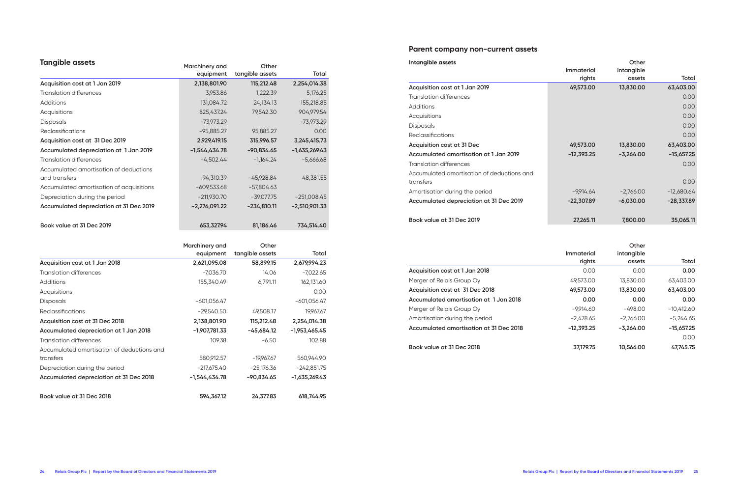## Tangible assets

| | Marchinery and equipment | Other tangible assets | Total |
|---|---|---|---|
| **Acquisition cost at 1 Jan 2019** | **2,138,801.90** | **115,212.48** | **2,254,014.38** |
| Translation differences | 3,953.86 | 1,222.39 | 5,176.25 |
| Additions | 131,084.72 | 24,134.13 | 155,218.85 |
| Acquisitions | 825,437.24 | 79,542.30 | 904,979.54 |
| Disposals | -73,973.29 | | -73,973.29 |
| Reclassifications | -95,885.27 | 95,885.27 | 0.00 |
| **Acquisition cost at 31 Dec 2019** | **2,929,419.15** | **315,996.57** | **3,245,415.73** |
| **Accumulated depreciation at 1 Jan 2019** | **-1,544,434.78** | **-90,834.65** | **-1,635,269.43** |
| Translation differences | -4,502.44 | -1,164.24 | -5,666.68 |
| Accumulated amortisation of deductions and transfers | 94,310.39 | -45,928.84 | 48,381.55 |
| Accumulated amortisation of acquisitions | -609,533.68 | -57,804.63 | |
| Depreciation during the period | -211,930.70 | -39,077.75 | -251,008.45 |
| **Accumulated depreciation at 31 Dec 2019** | **-2,276,091.22** | **-234,810.11** | **-2,510,901.33** |
| | | | |
| **Book value at 31 Dec 2019** | **653,327.94** | **81,186.46** | **734,514.40** |

| | Marchinery and equipment | Other tangible assets | Total |
|---|---|---|---|
| **Acquisition cost at 1 Jan 2018** | **2,621,095.08** | **58,899.15** | **2,679,994.23** |
| Translation differences | -7,036.70 | 14.06 | -7,022.65 |
| Additions | 155,340.49 | 6,791.11 | 162,131.60 |
| Acquisitions | | | 0.00 |
| Disposals | -601,056.47 | | -601,056.47 |
| Reclassifications | -29,540.50 | 49,508.17 | 19,967.67 |
| **Acquisition cost at 31 Dec 2018** | **2,138,801.90** | **115,212.48** | **2,254,014.38** |
| **Accumulated depreciation at 1 Jan 2018** | **-1,907,781.33** | **-45,684.12** | **-1,953,465.45** |
| Translation differences | 109.38 | -6.50 | 102.88 |
| Accumulated amortisation of deductions and transfers | 580,912.57 | -19,967.67 | 560,944.90 |
| Depreciation during the period | -217,675.40 | -25,176.36 | -242,851.75 |
| **Accumulated depreciation at 31 Dec 2018** | **-1,544,434.78** | **-90,834.65** | **-1,635,269.43** |
| | | | |
| **Book value at 31 Dec 2018** | **594,367.12** | **24,377.83** | **618,744.95** |

## Parent company non-current assets

| Intangible assets | Immaterial rights | Other intangible assets | Total |
|---|---|---|---|
| **Acquisition cost at 1 Jan 2019** | **49,573.00** | **13,830.00** | **63,403.00** |
| Translation differences | | | 0.00 |
| Additions | | | 0.00 |
| Acquisitions | | | 0.00 |
| Disposals | | | 0.00 |
| Reclassifications | | | 0.00 |
| **Acquisition cost at 31 Dec** | **49,573.00** | **13,830.00** | **63,403.00** |
| **Accumulated amortisation at 1 Jan 2019** | **-12,393.25** | **-3,264.00** | **-15,657.25** |
| Translation differences | | | 0.00 |
| Accumulated amortisation of deductions and transfers | | | 0.00 |
| Amortisation during the period | -9,914.64 | -2,766.00 | -12,680.64 |
| **Accumulated depreciation at 31 Dec 2019** | **-22,307.89** | **-6,030.00** | **-28,337.89** |
| | | | |
| **Book value at 31 Dec 2019** | **27,265.11** | **7,800.00** | **35,065.11** |

| | Immaterial rights | Other intangible assets | Total |
|---|---|---|---|
| **Acquisition cost at 1 Jan 2018** | 0.00 | 0.00 | **0.00** |
| Merger of Relais Group Oy | 49,573.00 | 13,830.00 | 63,403.00 |
| **Acquisition cost at 31 Dec 2018** | **49,573.00** | **13,830.00** | **63,403.00** |
| **Accumulated amortisation at 1 Jan 2018** | **0.00** | **0.00** | **0.00** |
| Merger of Relais Group Oy | -9,914.60 | -498.00 | -10,412.60 |
| Amortisation during the period | -2,478.65 | -2,766.00 | -5,244.65 |
| **Accumulated amortisation at 31 Dec 2018** | **-12,393.25** | **-3,264.00** | **-15,657.25** |
| | | | 0.00 |
| **Book value at 31 Dec 2018** | **37,179.75** | **10,566.00** | **47,745.75** |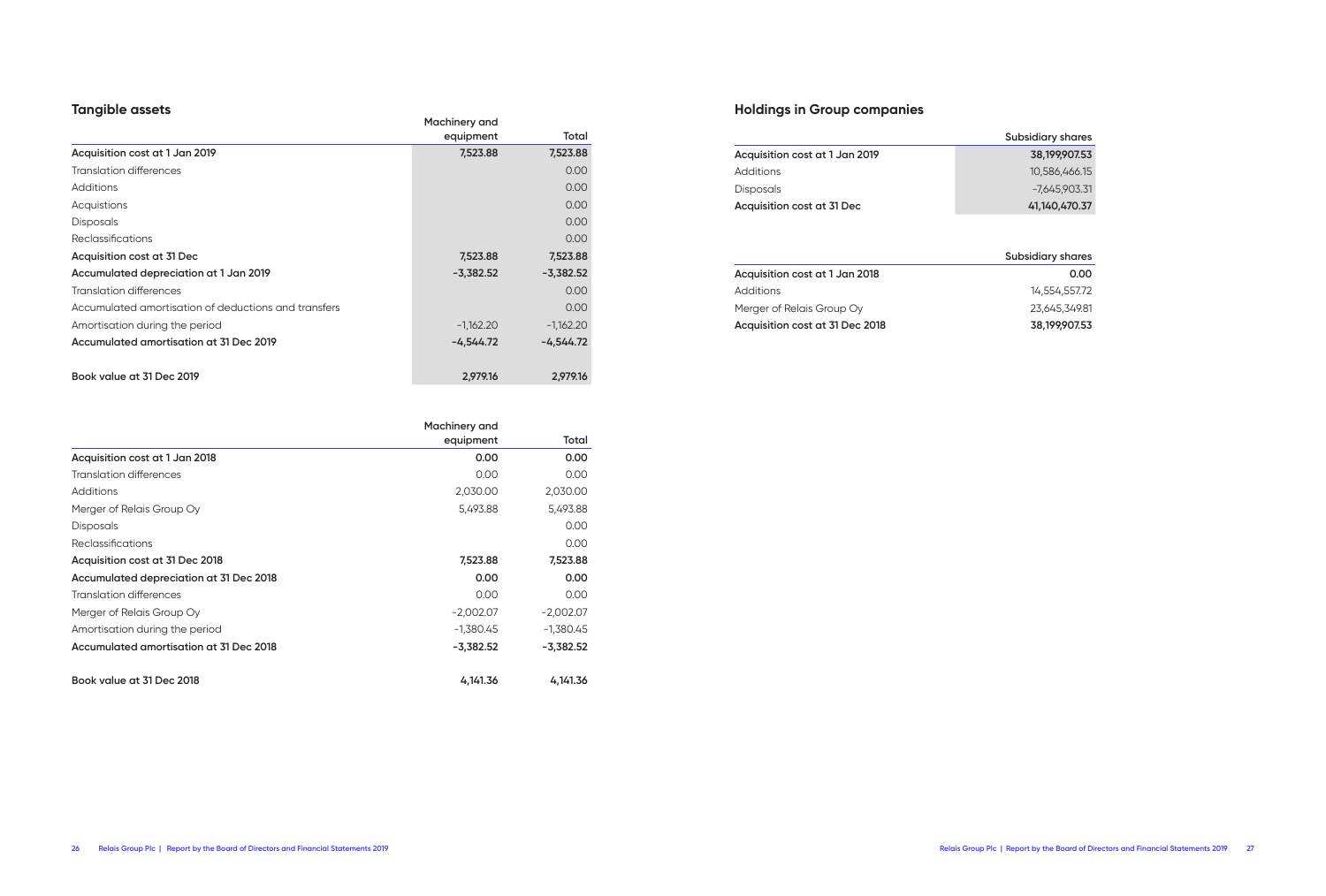## Tangible assets

| | Machinery and equipment | Total |
|---|---|---|
| **Acquisition cost at 1 Jan 2019** | **7,523.88** | **7,523.88** |
| Translation differences | | 0.00 |
| Additions | | 0.00 |
| Acquistions | | 0.00 |
| Disposals | | 0.00 |
| Reclassifications | | 0.00 |
| **Acquisition cost at 31 Dec** | **7,523.88** | **7,523.88** |
| **Accumulated depreciation at 1 Jan 2019** | **-3,382.52** | **-3,382.52** |
| Translation differences | | 0.00 |
| Accumulated amortisation of deductions and transfers | | 0.00 |
| Amortisation during the period | -1,162.20 | -1,162.20 |
| **Accumulated amortisation at 31 Dec 2019** | **-4,544.72** | **-4,544.72** |
| | | |
| **Book value at 31 Dec 2019** | **2,979.16** | **2,979.16** |

| | Machinery and equipment | Total |
|---|---|---|
| **Acquisition cost at 1 Jan 2018** | **0.00** | **0.00** |
| Translation differences | 0.00 | 0.00 |
| Additions | 2,030.00 | 2,030.00 |
| Merger of Relais Group Oy | 5,493.88 | 5,493.88 |
| Disposals | | 0.00 |
| Reclassifications | | 0.00 |
| **Acquisition cost at 31 Dec 2018** | **7,523.88** | **7,523.88** |
| **Accumulated depreciation at 31 Dec 2018** | **0.00** | **0.00** |
| Translation differences | 0.00 | 0.00 |
| Merger of Relais Group Oy | -2,002.07 | -2,002.07 |
| Amortisation during the period | -1,380.45 | -1,380.45 |
| **Accumulated amortisation at 31 Dec 2018** | **-3,382.52** | **-3,382.52** |
| | | |
| **Book value at 31 Dec 2018** | **4,141.36** | **4,141.36** |

## Holdings in Group companies

| | Subsidiary shares |
|---|---|
| **Acquisition cost at 1 Jan 2019** | **38,199,907.53** |
| Additions | 10,586,466.15 |
| Disposals | -7,645,903.31 |
| **Acquisition cost at 31 Dec** | **41,140,470.37** |

| | Subsidiary shares |
|---|---|
| **Acquisition cost at 1 Jan 2018** | **0.00** |
| Additions | 14,554,557.72 |
| Merger of Relais Group Oy | 23,645,349.81 |
| **Acquisition cost at 31 Dec 2018** | **38,199,907.53** |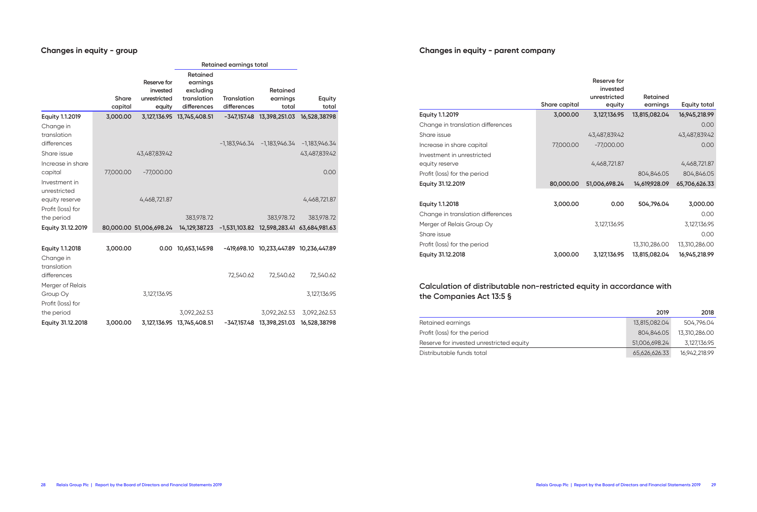## Changes in equity - group

| | Share capital | Reserve for invested unrestricted equity | Retained earnings total | | | Equity total |
|---|---|---|---|---|---|---|
| | | | Retained earnings excluding translation differences | Translation differences | Retained earnings total | |
| **Equity 1.1.2019** | **3,000.00** | **3,127,136.95** | **13,745,408.51** | **-347,157.48** | **13,398,251.03** | **16,528,387.98** |
| Change in translation differences | | | | -1,183,946.34 | -1,183,946.34 | -1,183,946.34 |
| Share issue | | 43,487,839.42 | | | | 43,487,839.42 |
| Increase in share capital | 77,000.00 | -77,000.00 | | | | 0.00 |
| Investment in unrestricted equity reserve | | 4,468,721.87 | | | | 4,468,721.87 |
| Profit (loss) for the period | | | 383,978.72 | | 383,978.72 | 383,978.72 |
| **Equity 31.12.2019** | **80,000.00** | **51,006,698.24** | **14,129,387.23** | **-1,531,103.82** | **12,598,283.41** | **63,684,981.63** |
| | | | | | | |
| **Equity 1.1.2018** | **3,000.00** | **0.00** | **10,653,145.98** | **-419,698.10** | **10,233,447.89** | **10,236,447.89** |
| Change in translation differences | | | | 72,540.62 | 72,540.62 | 72,540.62 |
| Merger of Relais Group Oy | | 3,127,136.95 | | | | 3,127,136.95 |
| Profit (loss) for the period | | | 3,092,262.53 | | 3,092,262.53 | 3,092,262.53 |
| **Equity 31.12.2018** | **3,000.00** | **3,127,136.95** | **13,745,408.51** | **-347,157.48** | **13,398,251.03** | **16,528,387.98** |

## Changes in equity - parent company

| | Share capital | Reserve for invested unrestricted equity | Retained earnings | Equity total |
|---|---|---|---|---|
| **Equity 1.1.2019** | **3,000.00** | **3,127,136.95** | **13,815,082.04** | **16,945,218.99** |
| Change in translation differences | | | | 0.00 |
| Share issue | | 43,487,839.42 | | 43,487,839.42 |
| Increase in share capital | 77,000.00 | -77,000.00 | | 0.00 |
| Investment in unrestricted equity reserve | | 4,468,721.87 | | 4,468,721.87 |
| Profit (loss) for the period | | | 804,846.05 | 804,846.05 |
| **Equity 31.12.2019** | **80,000.00** | **51,006,698.24** | **14,619,928.09** | **65,706,626.33** |
| | | | | |
| **Equity 1.1.2018** | **3,000.00** | **0.00** | **504,796.04** | **3,000.00** |
| Change in translation differences | | | | 0.00 |
| Merger of Relais Group Oy | | 3,127,136.95 | | 3,127,136.95 |
| Share issue | | | | 0.00 |
| Profit (loss) for the period | | | 13,310,286.00 | 13,310,286.00 |
| **Equity 31.12.2018** | **3,000.00** | **3,127,136.95** | **13,815,082.04** | **16,945,218.99** |

## Calculation of distributable non-restricted equity in accordance with the Companies Act 13:5 §

| | 2019 | 2018 |
|---|---|---|
| Retained earnings | 13,815,082.04 | 504,796.04 |
| Profit (loss) for the period | 804,846.05 | 13,310,286.00 |
| Reserve for invested unrestricted equity | 51,006,698.24 | 3,127,136.95 |
| Distributable funds total | 65,626,626.33 | 16,942,218.99 |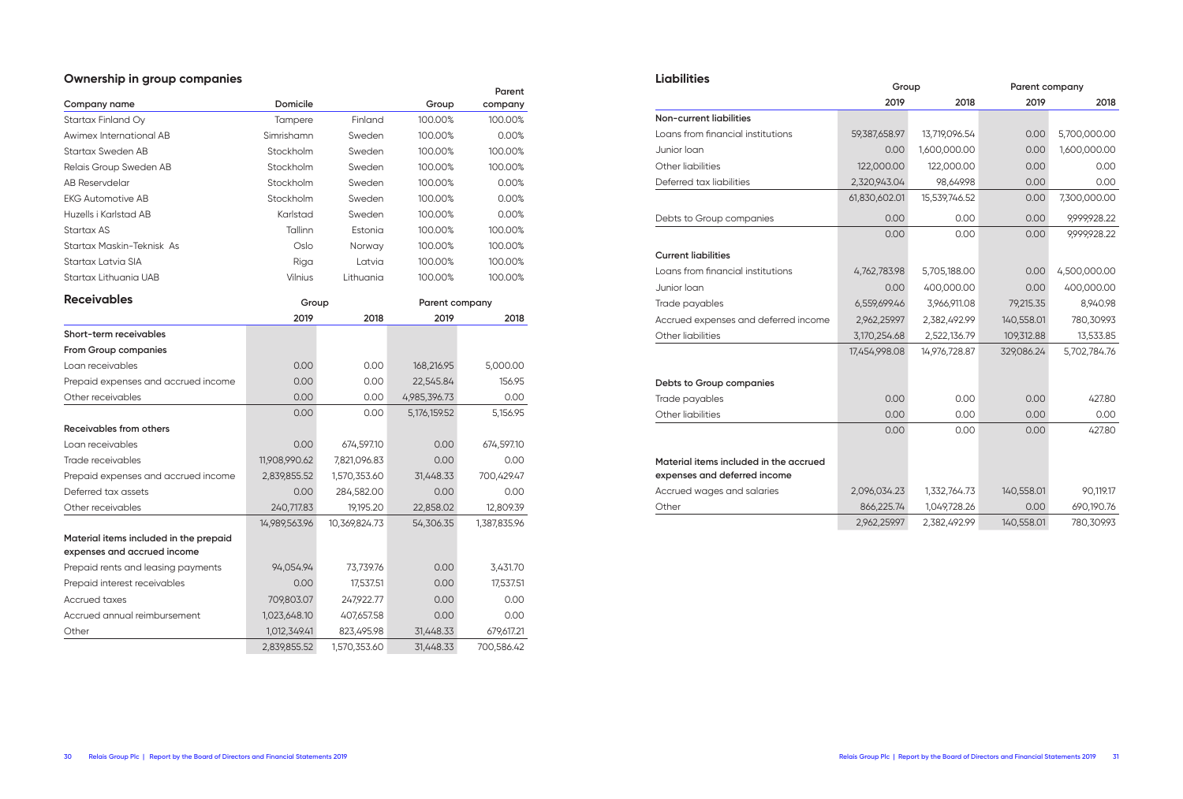## Ownership in group companies

| Company name | Domicile | | Group | Parent company |
|---|---|---|---|---|
| Startax Finland Oy | Tampere | Finland | 100.00% | 100.00% |
| Awimex International AB | Simrishamn | Sweden | 100.00% | 0.00% |
| Startax Sweden AB | Stockholm | Sweden | 100.00% | 100.00% |
| Relais Group Sweden AB | Stockholm | Sweden | 100.00% | 100.00% |
| AB Reservdelar | Stockholm | Sweden | 100.00% | 0.00% |
| EKG Automotive AB | Stockholm | Sweden | 100.00% | 0.00% |
| Huzells i Karlstad AB | Karlstad | Sweden | 100.00% | 0.00% |
| Startax AS | Tallinn | Estonia | 100.00% | 100.00% |
| Startax Maskin-Teknisk As | Oslo | Norway | 100.00% | 100.00% |
| Startax Latvia SIA | Riga | Latvia | 100.00% | 100.00% |
| Startax Lithuania UAB | Vilnius | Lithuania | 100.00% | 100.00% |

## Receivables

| | Group | | Parent company | |
|---|---|---|---|---|
| | 2019 | 2018 | 2019 | 2018 |
| **Short-term receivables** | | | | |
| **From Group companies** | | | | |
| Loan receivables | 0.00 | 0.00 | 168,216.95 | 5,000.00 |
| Prepaid expenses and accrued income | 0.00 | 0.00 | 22,545.84 | 156.95 |
| Other receivables | 0.00 | 0.00 | 4,985,396.73 | 0.00 |
| | 0.00 | 0.00 | 5,176,159.52 | 5,156.95 |
| **Receivables from others** | | | | |
| Loan receivables | 0.00 | 674,597.10 | 0.00 | 674,597.10 |
| Trade receivables | 11,908,990.62 | 7,821,096.83 | 0.00 | 0.00 |
| Prepaid expenses and accrued income | 2,839,855.52 | 1,570,353.60 | 31,448.33 | 700,429.47 |
| Deferred tax assets | 0.00 | 284,582.00 | 0.00 | 0.00 |
| Other receivables | 240,717.83 | 19,195.20 | 22,858.02 | 12,809.39 |
| | 14,989,563.96 | 10,369,824.73 | 54,306.35 | 1,387,835.96 |
| **Material items included in the prepaid expenses and accrued income** | | | | |
| Prepaid rents and leasing payments | 94,054.94 | 73,739.76 | 0.00 | 3,431.70 |
| Prepaid interest receivables | 0.00 | 17,537.51 | 0.00 | 17,537.51 |
| Accrued taxes | 709,803.07 | 247,922.77 | 0.00 | 0.00 |
| Accrued annual reimbursement | 1,023,648.10 | 407,657.58 | 0.00 | 0.00 |
| Other | 1,012,349.41 | 823,495.98 | 31,448.33 | 679,617.21 |
| | 2,839,855.52 | 1,570,353.60 | 31,448.33 | 700,586.42 |

## Liabilities

| | Group | | Parent company | |
|---|---|---|---|---|
| | 2019 | 2018 | 2019 | 2018 |
| **Non-current liabilities** | | | | |
| Loans from financial institutions | 59,387,658.97 | 13,719,096.54 | 0.00 | 5,700,000.00 |
| Junior loan | 0.00 | 1,600,000.00 | 0.00 | 1,600,000.00 |
| Other liabilities | 122,000.00 | 122,000.00 | 0.00 | 0.00 |
| Deferred tax liabilities | 2,320,943.04 | 98,649.98 | 0.00 | 0.00 |
| | 61,830,602.01 | 15,539,746.52 | 0.00 | 7,300,000.00 |
| Debts to Group companies | 0.00 | 0.00 | 0.00 | 9,999,928.22 |
| | 0.00 | 0.00 | 0.00 | 9,999,928.22 |
| **Current liabilities** | | | | |
| Loans from financial institutions | 4,762,783.98 | 5,705,188.00 | 0.00 | 4,500,000.00 |
| Junior loan | 0.00 | 400,000.00 | 0.00 | 400,000.00 |
| Trade payables | 6,559,699.46 | 3,966,911.08 | 79,215.35 | 8,940.98 |
| Accrued expenses and deferred income | 2,962,259.97 | 2,382,492.99 | 140,558.01 | 780,309.93 |
| Other liabilities | 3,170,254.68 | 2,522,136.79 | 109,312.88 | 13,533.85 |
| | 17,454,998.08 | 14,976,728.87 | 329,086.24 | 5,702,784.76 |
| **Debts to Group companies** | | | | |
| Trade payables | 0.00 | 0.00 | 0.00 | 427.80 |
| Other liabilities | 0.00 | 0.00 | 0.00 | 0.00 |
| | 0.00 | 0.00 | 0.00 | 427.80 |
| **Material items included in the accrued expenses and deferred income** | | | | |
| Accrued wages and salaries | 2,096,034.23 | 1,332,764.73 | 140,558.01 | 90,119.17 |
| Other | 866,225.74 | 1,049,728.26 | 0.00 | 690,190.76 |
| | 2,962,259.97 | 2,382,492.99 | 140,558.01 | 780,309.93 |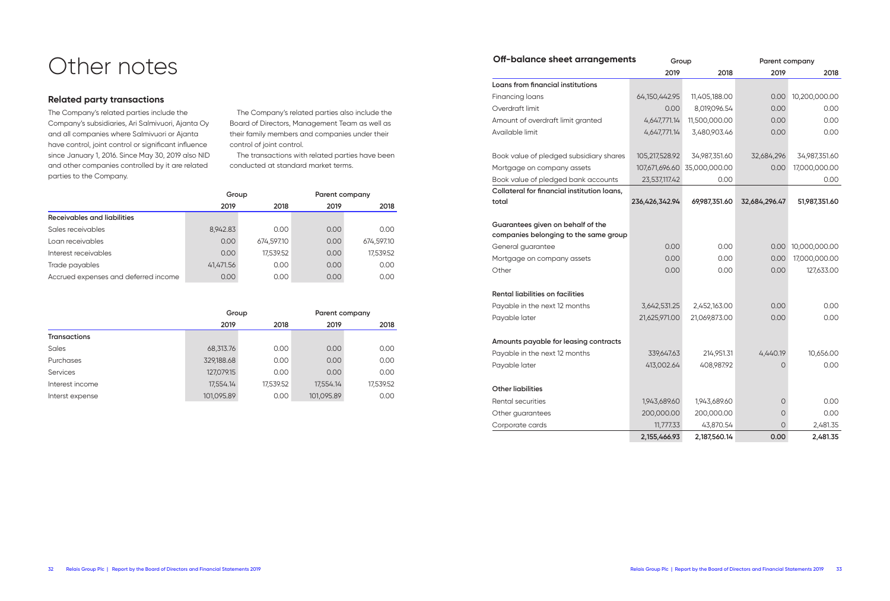# Other notes

## Related party transactions

The Company's related parties include the Company's subsidiaries, Ari Salmivuori, Ajanta Oy and all companies where Salmivuori or Ajanta have control, joint control or significant influence since January 1, 2016. Since May 30, 2019 also NID and other companies controlled by it are related parties to the Company.

The Company's related parties also include the Board of Directors, Management Team as well as their family members and companies under their control of joint control.

The transactions with related parties have been conducted at standard market terms.

| | Group | | Parent company | |
|---|---|---|---|---|
| | 2019 | 2018 | 2019 | 2018 |
| **Receivables and liabilities** | | | | |
| Sales receivables | 8,942.83 | 0.00 | 0.00 | 0.00 |
| Loan receivables | 0.00 | 674,597.10 | 0.00 | 674,597.10 |
| Interest receivables | 0.00 | 17,539.52 | 0.00 | 17,539.52 |
| Trade payables | 41,471.56 | 0.00 | 0.00 | 0.00 |
| Accrued expenses and deferred income | 0.00 | 0.00 | 0.00 | 0.00 |

| | Group | | Parent company | |
|---|---|---|---|---|
| | 2019 | 2018 | 2019 | 2018 |
| **Transactions** | | | | |
| Sales | 68,313.76 | 0.00 | 0.00 | 0.00 |
| Purchases | 329,188.68 | 0.00 | 0.00 | 0.00 |
| Services | 127,079.15 | 0.00 | 0.00 | 0.00 |
| Interest income | 17,554.14 | 17,539.52 | 17,554.14 | 17,539.52 |
| Interst expense | 101,095.89 | 0.00 | 101,095.89 | 0.00 |

## Off-balance sheet arrangements

| | Group | | Parent company | |
|---|---|---|---|---|
| | 2019 | 2018 | 2019 | 2018 |
| **Loans from financial institutions** | | | | |
| Financing loans | 64,150,442.95 | 11,405,188.00 | 0.00 | 10,200,000.00 |
| Overdraft limit | 0.00 | 8,019,096.54 | 0.00 | 0.00 |
| Amount of overdraft limit granted | 4,647,771.14 | 11,500,000.00 | 0.00 | 0.00 |
| Available limit | 4,647,771.14 | 3,480,903.46 | 0.00 | 0.00 |
| | | | | |
| Book value of pledged subsidiary shares | 105,217,528.92 | 34,987,351.60 | 32,684,296 | 34,987,351.60 |
| Mortgage on company assets | 107,671,696.60 | 35,000,000.00 | 0.00 | 17,000,000.00 |
| Book value of pledged bank accounts | 23,537,117.42 | 0.00 | | 0.00 |
| **Collateral for financial institution loans, total** | **236,426,342.94** | **69,987,351.60** | **32,684,296.47** | **51,987,351.60** |
| | | | | |
| **Guarantees given on behalf of the companies belonging to the same group** | | | | |
| General guarantee | 0.00 | 0.00 | 0.00 | 10,000,000.00 |
| Mortgage on company assets | 0.00 | 0.00 | 0.00 | 17,000,000.00 |
| Other | 0.00 | 0.00 | 0.00 | 127,633.00 |
| | | | | |
| **Rental liabilities on facilities** | | | | |
| Payable in the next 12 months | 3,642,531.25 | 2,452,163.00 | 0.00 | 0.00 |
| Payable later | 21,625,971.00 | 21,069,873.00 | 0.00 | 0.00 |
| | | | | |
| **Amounts payable for leasing contracts** | | | | |
| Payable in the next 12 months | 339,647.63 | 214,951.31 | 4,440.19 | 10,656.00 |
| Payable later | 413,002.64 | 408,987.92 | 0 | 0.00 |
| | | | | |
| **Other liabilities** | | | | |
| Rental securities | 1,943,689.60 | 1,943,689.60 | 0 | 0.00 |
| Other guarantees | 200,000.00 | 200,000.00 | 0 | 0.00 |
| Corporate cards | 11,777.33 | 43,870.54 | 0 | 2,481.35 |
| | **2,155,466.93** | **2,187,560.14** | **0.00** | **2,481.35** |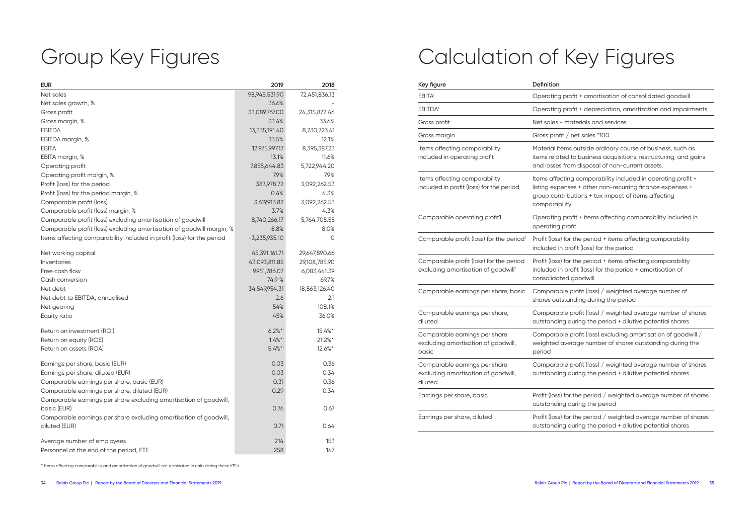# Group Key Figures

| EUR | 2019 | 2018 |
|---|---|---|
| Net sales | 98,945,531.90 | 72,451,836.13 |
| Net sales growth, % | 36.6% | - |
| Gross profit | 33,089,767.00 | 24,315,872.46 |
| Gross margin, % | 33.4% | 33.6% |
| EBITDA | 13,335,191.40 | 8,730,723.41 |
| EBITDA margin, % | 13.5% | 12.1% |
| EBITA | 12,975,997.17 | 8,395,387.23 |
| EBITA margin, % | 13.1% | 11.6% |
| Operating profit | 7,855,644.83 | 5,722,944.20 |
| Operating profit margin, % | 7.9% | 7.9% |
| Profit (loss) for the period | 383,978.72 | 3,092,262.53 |
| Profit (loss) for the period margin, % | 0.4% | 4.3% |
| Comparable profit (loss) | 3,619,913.82 | 3,092,262.53 |
| Comparable profit (loss) margin, % | 3.7% | 4.3% |
| Comparable profit (loss) excluding amortisation of goodwill | 8,740,266.17 | 5,764,705.55 |
| Comparable profit (loss) excluding amortisation of goodwill margin, % | 8.8% | 8.0% |
| Items affecting comparability included in profit (loss) for the period | -3,235,935.10 | 0 |
| Net working capital | 45,391,161.71 | 29,647,890.66 |
| Inventories | 43,093,811.85 | 29,108,785.90 |
| Free cash flow | 9,951,786.07 | 6,083,441.39 |
| Cash conversion | 74.9 % | 69.7% |
| Net debt | 34,549,954.31 | 18,563,126.40 |
| Net debt to EBITDA, annualised | 2.6 | 2.1 |
| Net gearing | 54% | 108.1% |
| Equity ratio | 45% | 36.0% |
| Return on investment (ROI) | 6.2%*) | 15.4%*) |
| Return on equity (ROE) | 1.4%*) | 21.2%*) |
| Return on assets (ROA) | 5.4%*) | 12.6%*) |
| Earnings per share, basic (EUR) | 0.03 | 0.36 |
| Earnings per share, diluted (EUR) | 0.03 | 0.34 |
| Comparable earnings per share, basic (EUR) | 0.31 | 0.36 |
| Comparable earnings per share, diluted (EUR) | 0.29 | 0.34 |
| Comparable earnings per share excluding amortisation of goodwill, basic (EUR) | 0.76 | 0.67 |
| Comparable earnings per share excluding amortisation of goodwill, diluted (EUR) | 0.71 | 0.64 |
| Average number of employees | 214 | 153 |
| Personnel at the end of the period, FTE | 258 | 147 |

*) Items affecting comparability and amortization of goodwill not eliminated in calculating these KPI's.

# Calculation of Key Figures

| Key figure | Definition |
|---|---|
| EBITA[1] | Operating profit + amortisation of consolidated goodwill |
| EBITDA[1] | Operating profit + depreciation, amortization and impairments |
| Gross profit | Net sales - materials and services |
| Gross margin | Gross profit / net sales *100 |
| Items affecting comparability included in operating profit | Material items outside ordinary course of business, such as items related to business acquisitions, restructuring, and gains and losses from disposal of non-current assets. |
| Items affecting comparability included in profit (loss) for the period | Items affecting comparability included in operating profit + listing expenses + other non-recurring finance expenses + group contributions + tax impact of items affecting comparability |
| Comparable operating profit1 | Operating profit + items affecting comparability included in operating profit |
| Comparable profit (loss) for the period[1] | Profit (loss) for the period + items affecting comparability included in profit (loss) for the period |
| Comparable profit (loss) for the period excluding amortisation of goodwill[1] | Profit (loss) for the period + items affecting comparability included in profit (loss) for the period + amortisation of consolidated goodwill |
| Comparable earnings per share, basic | Comparable profit (loss) / weighted average number of shares outstanding during the period |
| Comparable earnings per share, diluted | Comparable profit (loss) / weighted average number of shares outstanding during the period + dilutive potential shares |
| Comparable earnings per share excluding amortisation of goodwill, basic | Comparable profit (loss) excluding amortisation of goodwill / weighted average number of shares outstanding during the period |
| Comparable earnings per share excluding amortisation of goodwill, diluted | Comparable profit (loss) / weighted average number of shares outstanding during the period + dilutive potential shares |
| Earnings per share, basic | Profit (loss) for the period / weighted average number of shares outstanding during the period |
| Earnings per share, diluted | Profit (loss) for the period / weighted average number of shares outstanding during the period + dilutive potential shares |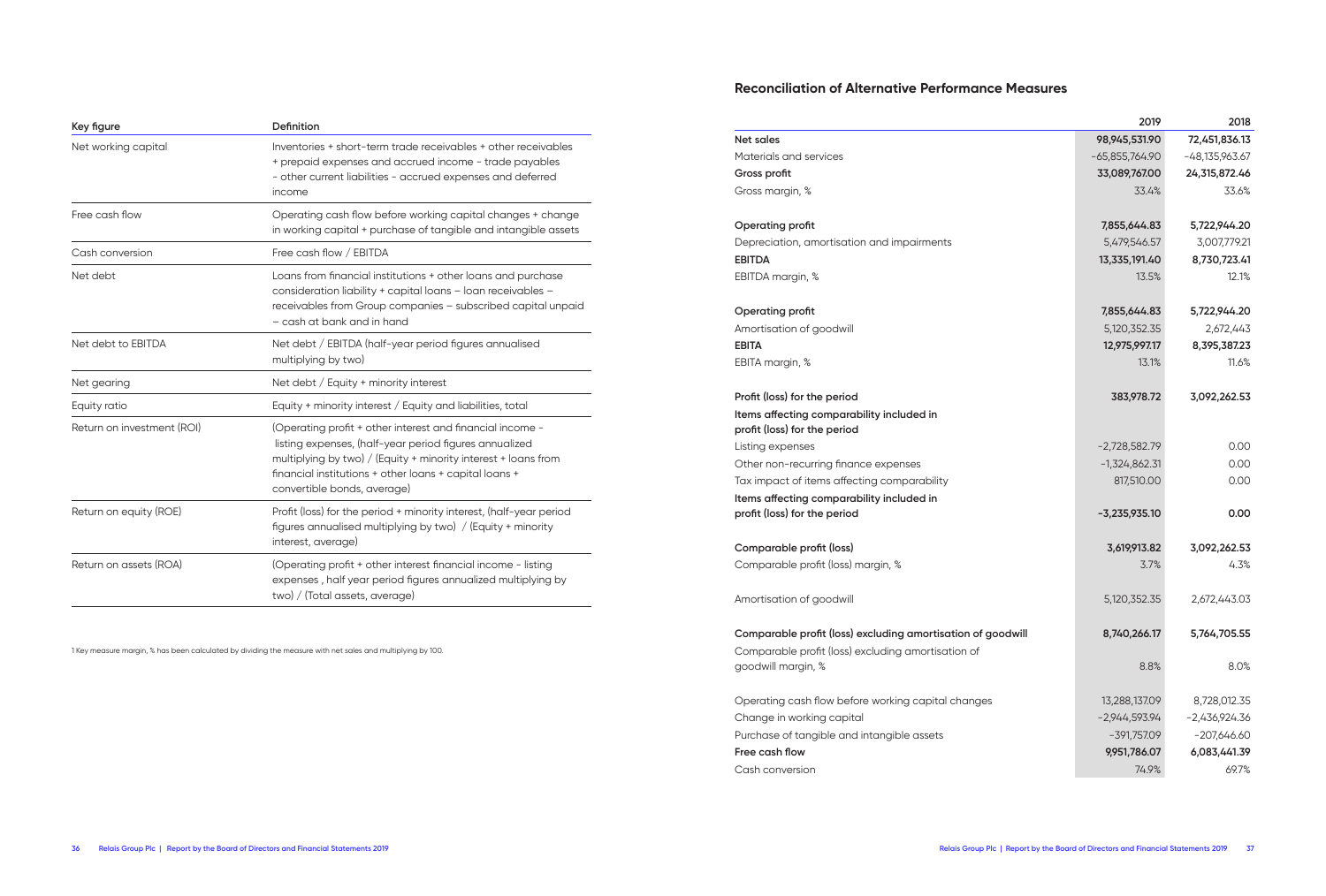| Key figure | Definition |
|---|---|
| Net working capital | Inventories + short-term trade receivables + other receivables + prepaid expenses and accrued income - trade payables - other current liabilities - accrued expenses and deferred income |
| Free cash flow | Operating cash flow before working capital changes + change in working capital + purchase of tangible and intangible assets |
| Cash conversion | Free cash flow / EBITDA |
| Net debt | Loans from financial institutions + other loans and purchase consideration liability + capital loans – loan receivables – receivables from Group companies – subscribed capital unpaid – cash at bank and in hand |
| Net debt to EBITDA | Net debt / EBITDA (half-year period figures annualised multiplying by two) |
| Net gearing | Net debt / Equity + minority interest |
| Equity ratio | Equity + minority interest / Equity and liabilities, total |
| Return on investment (ROI) | (Operating profit + other interest and financial income - listing expenses, (half-year period figures annualized multiplying by two) / (Equity + minority interest + loans from financial institutions + other loans + capital loans + convertible bonds, average) |
| Return on equity (ROE) | Profit (loss) for the period + minority interest, (half-year period figures annualised multiplying by two) / (Equity + minority interest, average) |
| Return on assets (ROA) | (Operating profit + other interest financial income - listing expenses , half year period figures annualized multiplying by two) / (Total assets, average) |

1 Key measure margin, % has been calculated by dividing the measure with net sales and multiplying by 100.

## Reconciliation of Alternative Performance Measures

| | 2019 | 2018 |
|---|---|---|
| **Net sales** | **98,945,531.90** | **72,451,836.13** |
| Materials and services | -65,855,764.90 | -48,135,963.67 |
| **Gross profit** | **33,089,767.00** | **24,315,872.46** |
| Gross margin, % | 33.4% | 33.6% |
| | | |
| **Operating profit** | **7,855,644.83** | **5,722,944.20** |
| Depreciation, amortisation and impairments | 5,479,546.57 | 3,007,779.21 |
| **EBITDA** | **13,335,191.40** | **8,730,723.41** |
| EBITDA margin, % | 13.5% | 12.1% |
| | | |
| **Operating profit** | **7,855,644.83** | **5,722,944.20** |
| Amortisation of goodwill | 5,120,352.35 | 2,672,443 |
| **EBITA** | **12,975,997.17** | **8,395,387.23** |
| EBITA margin, % | 13.1% | 11.6% |
| | | |
| **Profit (loss) for the period** | **383,978.72** | **3,092,262.53** |
| **Items affecting comparability included in profit (loss) for the period** | | |
| Listing expenses | -2,728,582.79 | 0.00 |
| Other non-recurring finance expenses | -1,324,862.31 | 0.00 |
| Tax impact of items affecting comparability | 817,510.00 | 0.00 |
| **Items affecting comparability included in profit (loss) for the period** | **-3,235,935.10** | **0.00** |
| | | |
| **Comparable profit (loss)** | **3,619,913.82** | **3,092,262.53** |
| Comparable profit (loss) margin, % | 3.7% | 4.3% |
| | | |
| Amortisation of goodwill | 5,120,352.35 | 2,672,443.03 |
| | | |
| **Comparable profit (loss) excluding amortisation of goodwill** | **8,740,266.17** | **5,764,705.55** |
| Comparable profit (loss) excluding amortisation of goodwill margin, % | 8.8% | 8.0% |
| | | |
| Operating cash flow before working capital changes | 13,288,137.09 | 8,728,012.35 |
| Change in working capital | -2,944,593.94 | -2,436,924.36 |
| Purchase of tangible and intangible assets | -391,757.09 | -207,646.60 |
| **Free cash flow** | **9,951,786.07** | **6,083,441.39** |
| Cash conversion | 74.9% | 69.7% |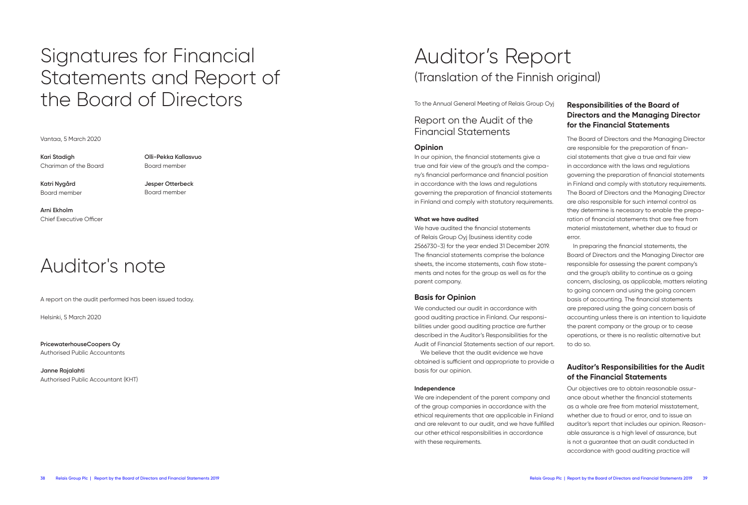# Signatures for Financial Statements and Report of the Board of Directors

Vantaa, 5 March 2020

**Kari Stadigh**
Chariman of the Board

**Olli-Pekka Kallasvuo**
Board member

**Katri Nygård**
Board member

**Jesper Otterbeck**
Board member

**Arni Ekholm**
Chief Executive Officer

# Auditor's note

A report on the audit performed has been issued today.

Helsinki, 5 March 2020

**PricewaterhouseCoopers Oy**
Authorised Public Accountants

**Janne Rajalahti**
Authorised Public Accountant (KHT)

# Auditor's Report
(Translation of the Finnish original)

To the Annual General Meeting of Relais Group Oyj

## Report on the Audit of the Financial Statements

### Opinion

In our opinion, the financial statements give a true and fair view of the group's and the company's financial performance and financial position in accordance with the laws and regulations governing the preparation of financial statements in Finland and comply with statutory requirements.

#### What we have audited

We have audited the financial statements of Relais Group Oyj (business identity code 2566730-3) for the year ended 31 December 2019. The financial statements comprise the balance sheets, the income statements, cash flow statements and notes for the group as well as for the parent company.

### Basis for Opinion

We conducted our audit in accordance with good auditing practice in Finland. Our responsibilities under good auditing practice are further described in the Auditor's Responsibilities for the Audit of Financial Statements section of our report.

We believe that the audit evidence we have obtained is sufficient and appropriate to provide a basis for our opinion.

#### Independence

We are independent of the parent company and of the group companies in accordance with the ethical requirements that are applicable in Finland and are relevant to our audit, and we have fulfilled our other ethical responsibilities in accordance with these requirements.

### Responsibilities of the Board of Directors and the Managing Director for the Financial Statements

The Board of Directors and the Managing Director are responsible for the preparation of financial statements that give a true and fair view in accordance with the laws and regulations governing the preparation of financial statements in Finland and comply with statutory requirements. The Board of Directors and the Managing Director are also responsible for such internal control as they determine is necessary to enable the preparation of financial statements that are free from material misstatement, whether due to fraud or error.

In preparing the financial statements, the Board of Directors and the Managing Director are responsible for assessing the parent company's and the group's ability to continue as a going concern, disclosing, as applicable, matters relating to going concern and using the going concern basis of accounting. The financial statements are prepared using the going concern basis of accounting unless there is an intention to liquidate the parent company or the group or to cease operations, or there is no realistic alternative but to do so.

### Auditor's Responsibilities for the Audit of the Financial Statements

Our objectives are to obtain reasonable assurance about whether the financial statements as a whole are free from material misstatement, whether due to fraud or error, and to issue an auditor's report that includes our opinion. Reasonable assurance is a high level of assurance, but is not a guarantee that an audit conducted in accordance with good auditing practice will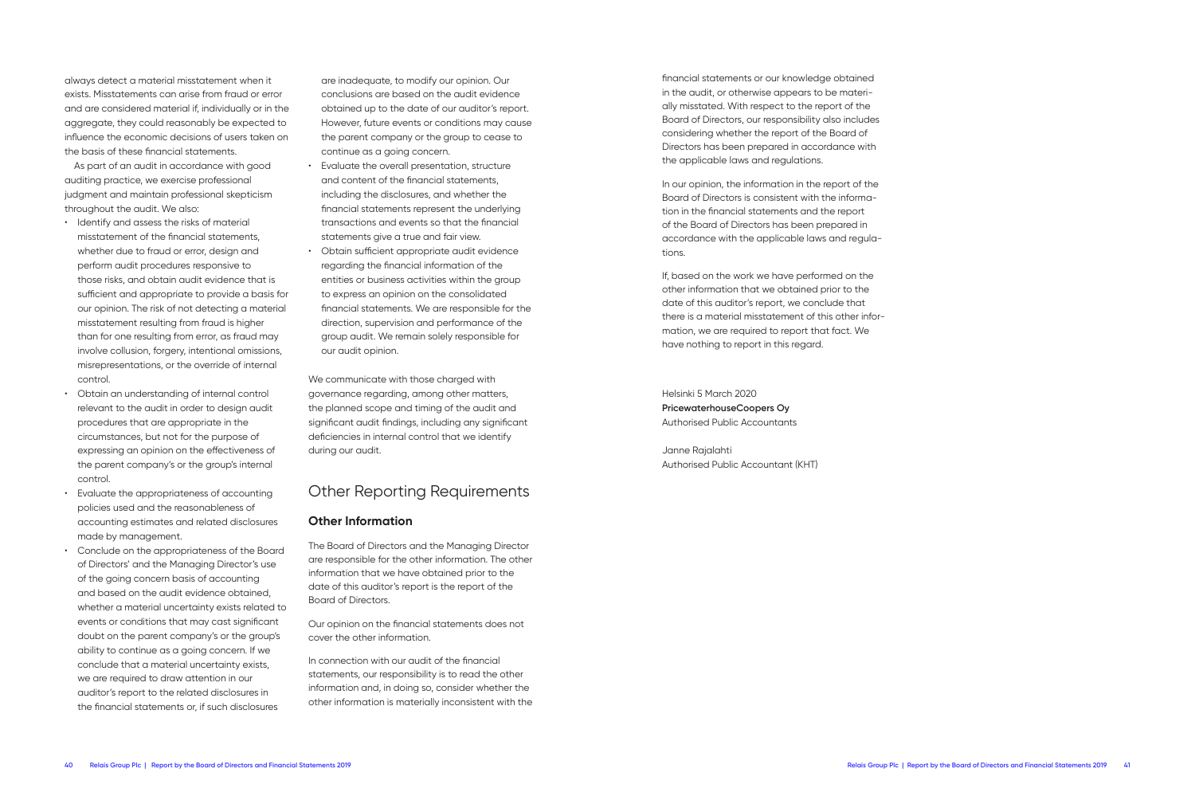always detect a material misstatement when it exists. Misstatements can arise from fraud or error and are considered material if, individually or in the aggregate, they could reasonably be expected to influence the economic decisions of users taken on the basis of these financial statements.

As part of an audit in accordance with good auditing practice, we exercise professional judgment and maintain professional skepticism throughout the audit. We also:

- Identify and assess the risks of material misstatement of the financial statements, whether due to fraud or error, design and perform audit procedures responsive to those risks, and obtain audit evidence that is sufficient and appropriate to provide a basis for our opinion. The risk of not detecting a material misstatement resulting from fraud is higher than for one resulting from error, as fraud may involve collusion, forgery, intentional omissions, misrepresentations, or the override of internal control.
- Obtain an understanding of internal control relevant to the audit in order to design audit procedures that are appropriate in the circumstances, but not for the purpose of expressing an opinion on the effectiveness of the parent company's or the group's internal control.
- Evaluate the appropriateness of accounting policies used and the reasonableness of accounting estimates and related disclosures made by management.
- Conclude on the appropriateness of the Board of Directors' and the Managing Director's use of the going concern basis of accounting and based on the audit evidence obtained, whether a material uncertainty exists related to events or conditions that may cast significant doubt on the parent company's or the group's ability to continue as a going concern. If we conclude that a material uncertainty exists, we are required to draw attention in our auditor's report to the related disclosures in the financial statements or, if such disclosures are inadequate, to modify our opinion. Our conclusions are based on the audit evidence obtained up to the date of our auditor's report. However, future events or conditions may cause the parent company or the group to cease to continue as a going concern.
- Evaluate the overall presentation, structure and content of the financial statements, including the disclosures, and whether the financial statements represent the underlying transactions and events so that the financial statements give a true and fair view.
- Obtain sufficient appropriate audit evidence regarding the financial information of the entities or business activities within the group to express an opinion on the consolidated financial statements. We are responsible for the direction, supervision and performance of the group audit. We remain solely responsible for our audit opinion.

We communicate with those charged with governance regarding, among other matters, the planned scope and timing of the audit and significant audit findings, including any significant deficiencies in internal control that we identify during our audit.

# Other Reporting Requirements

## Other Information

The Board of Directors and the Managing Director are responsible for the other information. The other information that we have obtained prior to the date of this auditor's report is the report of the Board of Directors.

Our opinion on the financial statements does not cover the other information.

In connection with our audit of the financial statements, our responsibility is to read the other information and, in doing so, consider whether the other information is materially inconsistent with the financial statements or our knowledge obtained in the audit, or otherwise appears to be materially misstated. With respect to the report of the Board of Directors, our responsibility also includes considering whether the report of the Board of Directors has been prepared in accordance with the applicable laws and regulations.

In our opinion, the information in the report of the Board of Directors is consistent with the information in the financial statements and the report of the Board of Directors has been prepared in accordance with the applicable laws and regulations.

If, based on the work we have performed on the other information that we obtained prior to the date of this auditor's report, we conclude that there is a material misstatement of this other information, we are required to report that fact. We have nothing to report in this regard.

Helsinki 5 March 2020
**PricewaterhouseCoopers Oy**
Authorised Public Accountants

Janne Rajalahti
Authorised Public Accountant (KHT)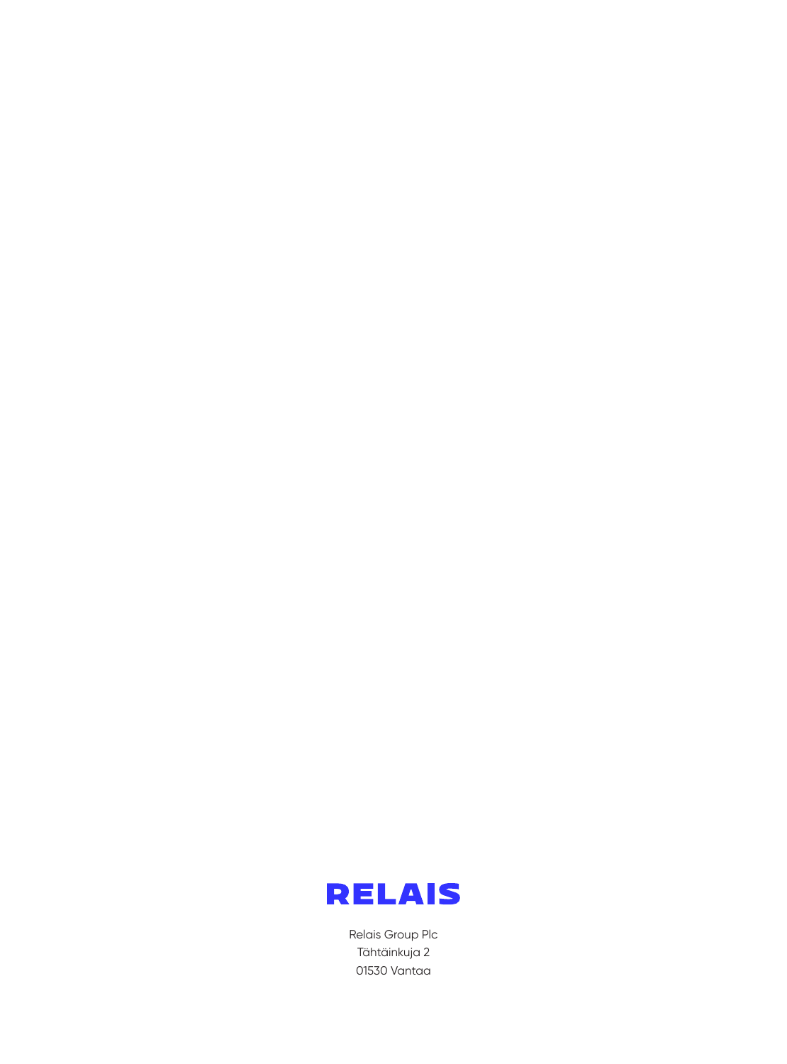RELAIS

Relais Group Plc
Tähtäinkuja 2
01530 Vantaa